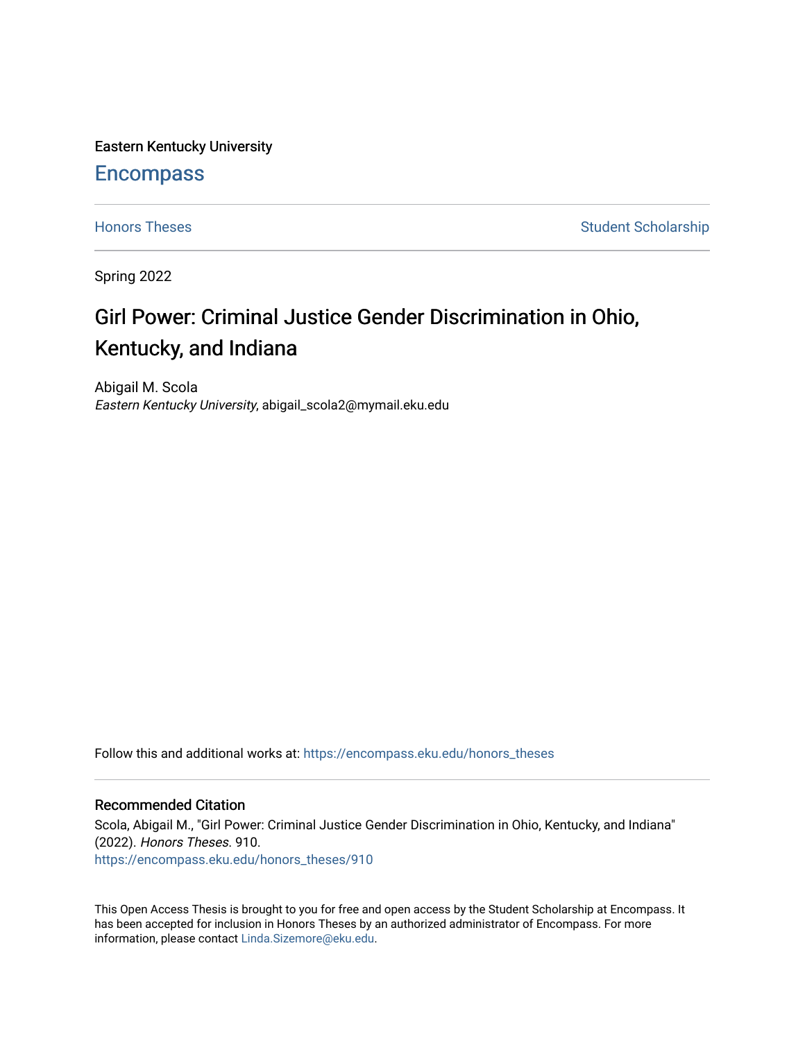Eastern Kentucky University

# Encompass

Honors Theses | Student Scholarship

Spring 2022

## Girl Power: Criminal Justice Gender Discrimination in Ohio, Kentucky, and Indiana

Abigail M. Scola
*Eastern Kentucky University*, abigail_scola2@mymail.eku.edu

Follow this and additional works at: https://encompass.eku.edu/honors_theses

### Recommended Citation

Scola, Abigail M., "Girl Power: Criminal Justice Gender Discrimination in Ohio, Kentucky, and Indiana" (2022). *Honors Theses*. 910.
https://encompass.eku.edu/honors_theses/910

This Open Access Thesis is brought to you for free and open access by the Student Scholarship at Encompass. It has been accepted for inclusion in Honors Theses by an authorized administrator of Encompass. For more information, please contact Linda.Sizemore@eku.edu.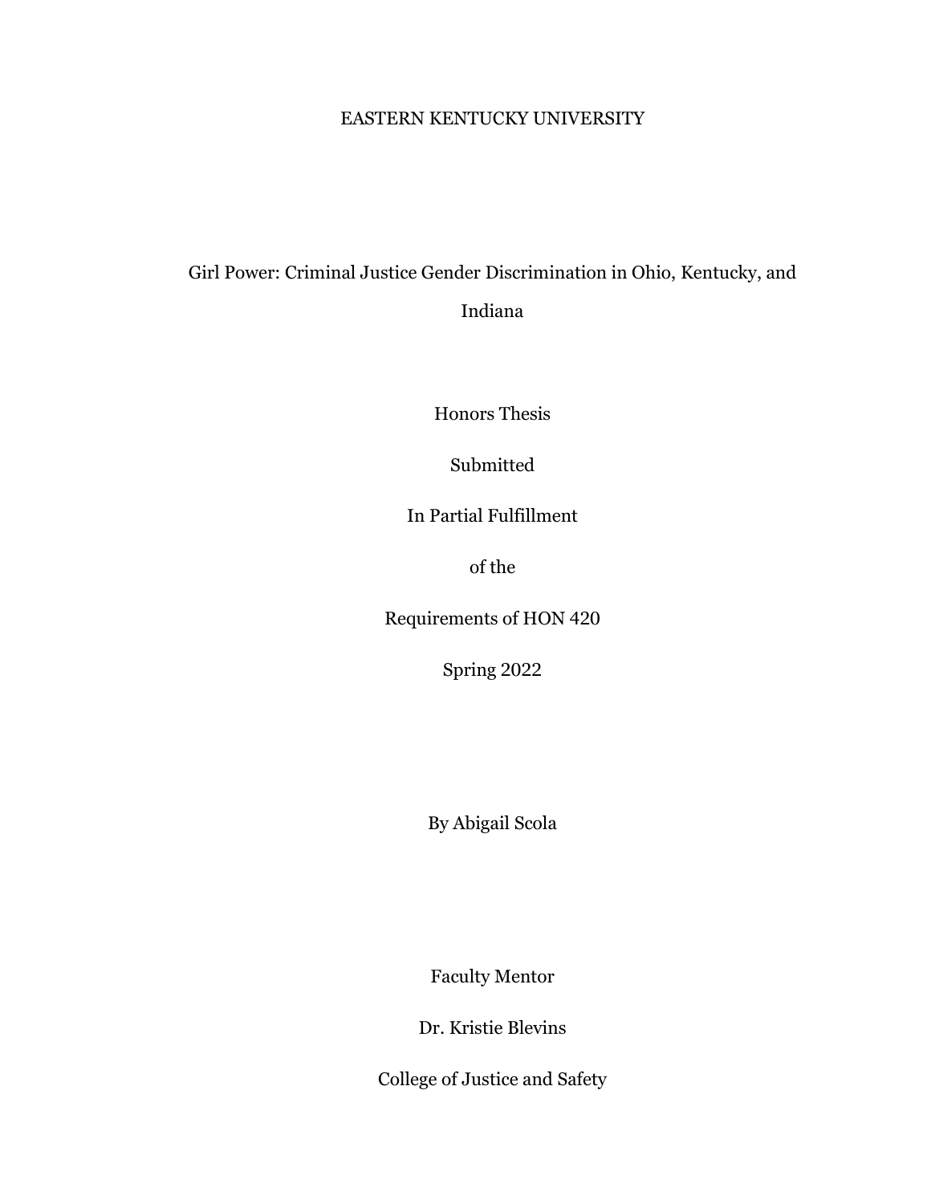EASTERN KENTUCKY UNIVERSITY

# Girl Power: Criminal Justice Gender Discrimination in Ohio, Kentucky, and Indiana

Honors Thesis

Submitted

In Partial Fulfillment

of the

Requirements of HON 420

Spring 2022

By Abigail Scola

Faculty Mentor

Dr. Kristie Blevins

College of Justice and Safety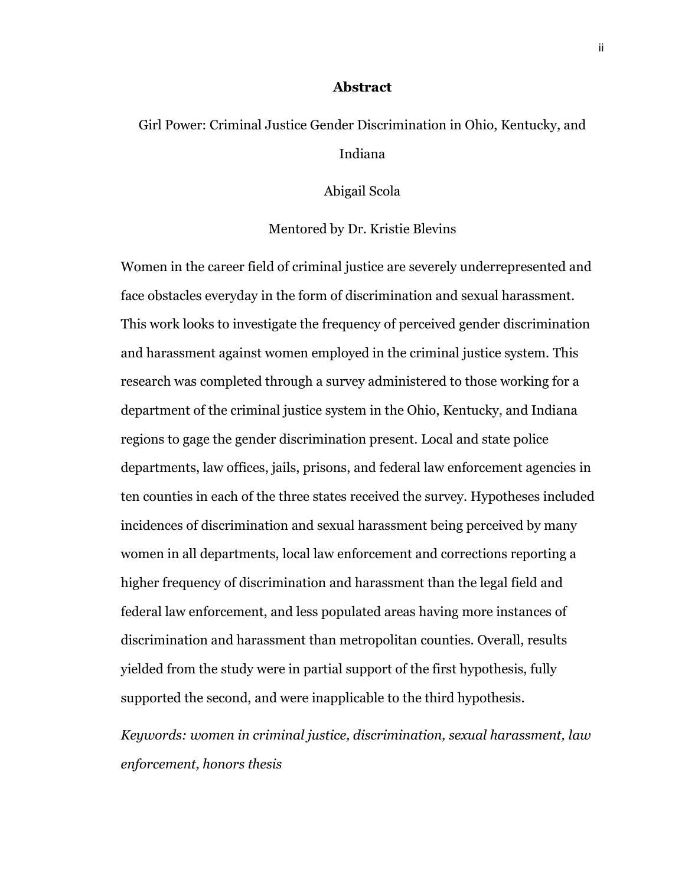# Abstract

Girl Power: Criminal Justice Gender Discrimination in Ohio, Kentucky, and Indiana

Abigail Scola

Mentored by Dr. Kristie Blevins

Women in the career field of criminal justice are severely underrepresented and face obstacles everyday in the form of discrimination and sexual harassment. This work looks to investigate the frequency of perceived gender discrimination and harassment against women employed in the criminal justice system. This research was completed through a survey administered to those working for a department of the criminal justice system in the Ohio, Kentucky, and Indiana regions to gage the gender discrimination present. Local and state police departments, law offices, jails, prisons, and federal law enforcement agencies in ten counties in each of the three states received the survey. Hypotheses included incidences of discrimination and sexual harassment being perceived by many women in all departments, local law enforcement and corrections reporting a higher frequency of discrimination and harassment than the legal field and federal law enforcement, and less populated areas having more instances of discrimination and harassment than metropolitan counties. Overall, results yielded from the study were in partial support of the first hypothesis, fully supported the second, and were inapplicable to the third hypothesis.

*Keywords: women in criminal justice, discrimination, sexual harassment, law enforcement, honors thesis*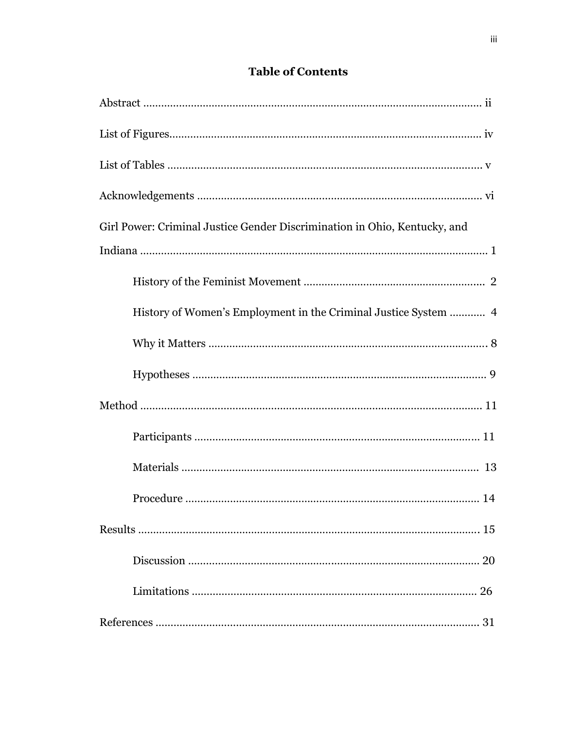# Table of Contents

Abstract ........................................................................................................ ii

List of Figures................................................................................................ iv

List of Tables ................................................................................................. v

Acknowledgements ....................................................................................... vi

Girl Power: Criminal Justice Gender Discrimination in Ohio, Kentucky, and Indiana ........................................................................................................ 1

- History of the Feminist Movement ................................................... 2
- History of Women's Employment in the Criminal Justice System ........... 4
- Why it Matters ................................................................................... 8
- Hypotheses ........................................................................................ 9

Method ........................................................................................................ 11

- Participants ...................................................................................... 11
- Materials .......................................................................................... 13
- Procedure ........................................................................................ 14

Results ......................................................................................................... 15

- Discussion ........................................................................................ 20
- Limitations ....................................................................................... 26

References ................................................................................................... 31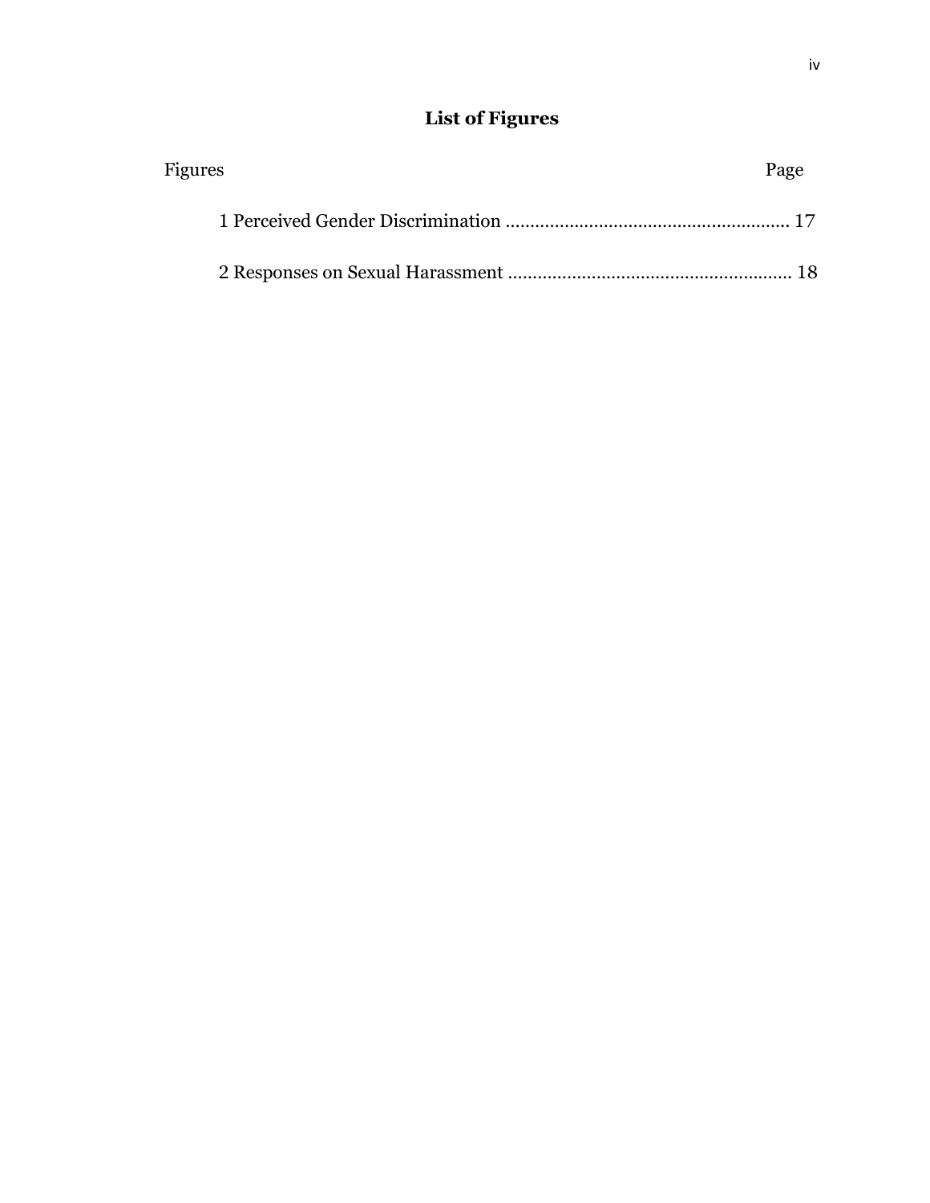# List of Figures

Figures Page

1 Perceived Gender Discrimination .......................................................... 17

2 Responses on Sexual Harassment ......................................................... 18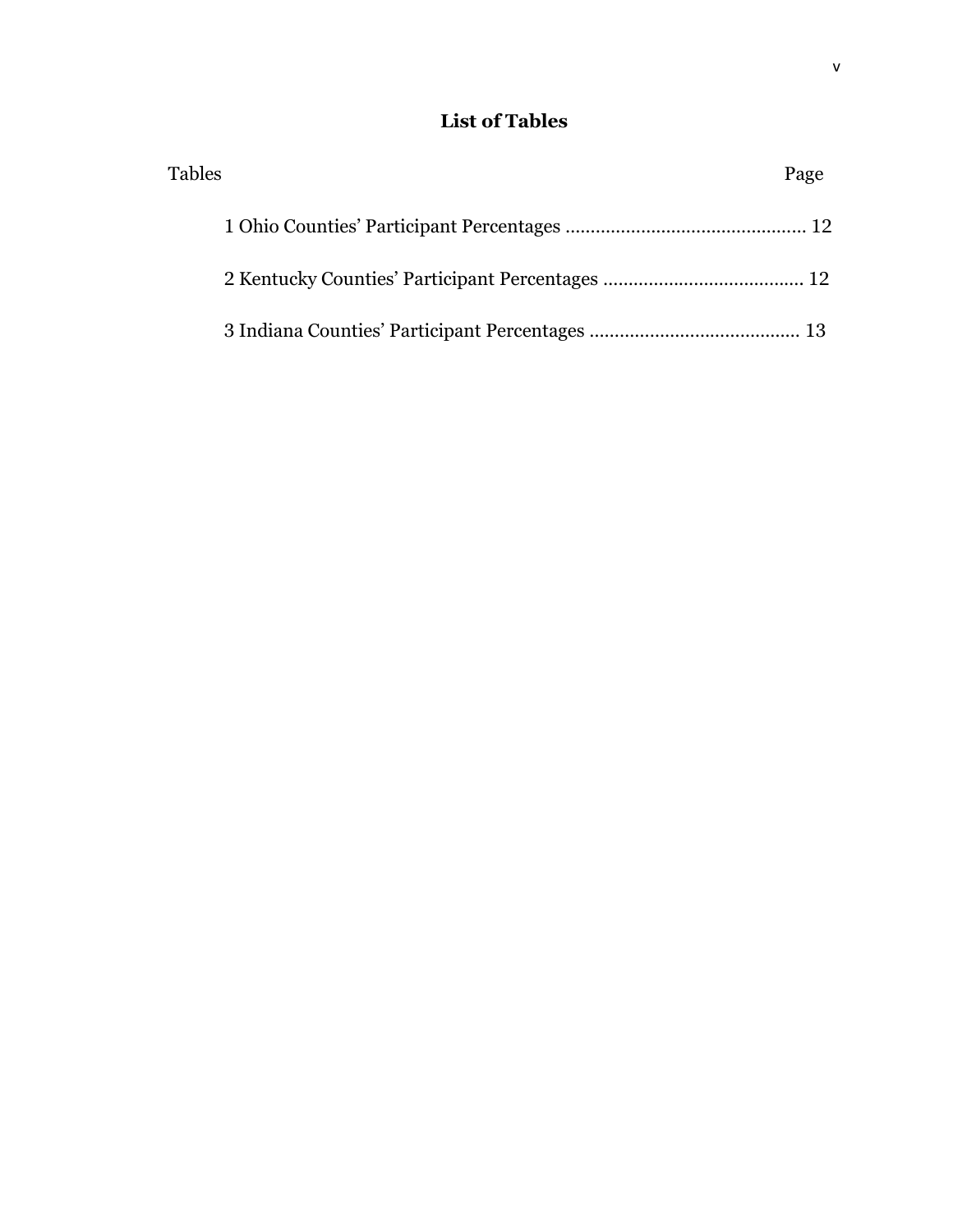# List of Tables

Tables Page

1 Ohio Counties' Participant Percentages ................................................ 12

2 Kentucky Counties' Participant Percentages ........................................ 12

3 Indiana Counties' Participant Percentages .......................................... 13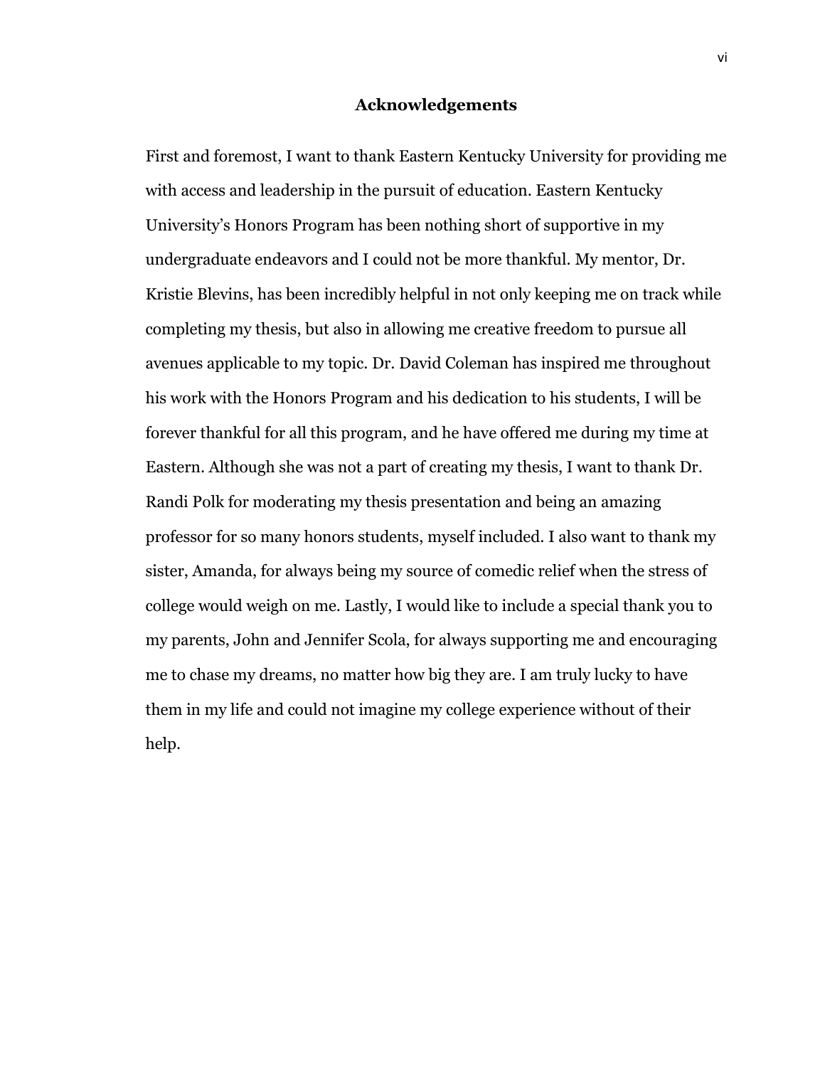# Acknowledgements

First and foremost, I want to thank Eastern Kentucky University for providing me with access and leadership in the pursuit of education. Eastern Kentucky University's Honors Program has been nothing short of supportive in my undergraduate endeavors and I could not be more thankful. My mentor, Dr. Kristie Blevins, has been incredibly helpful in not only keeping me on track while completing my thesis, but also in allowing me creative freedom to pursue all avenues applicable to my topic. Dr. David Coleman has inspired me throughout his work with the Honors Program and his dedication to his students, I will be forever thankful for all this program, and he have offered me during my time at Eastern. Although she was not a part of creating my thesis, I want to thank Dr. Randi Polk for moderating my thesis presentation and being an amazing professor for so many honors students, myself included. I also want to thank my sister, Amanda, for always being my source of comedic relief when the stress of college would weigh on me. Lastly, I would like to include a special thank you to my parents, John and Jennifer Scola, for always supporting me and encouraging me to chase my dreams, no matter how big they are. I am truly lucky to have them in my life and could not imagine my college experience without of their help.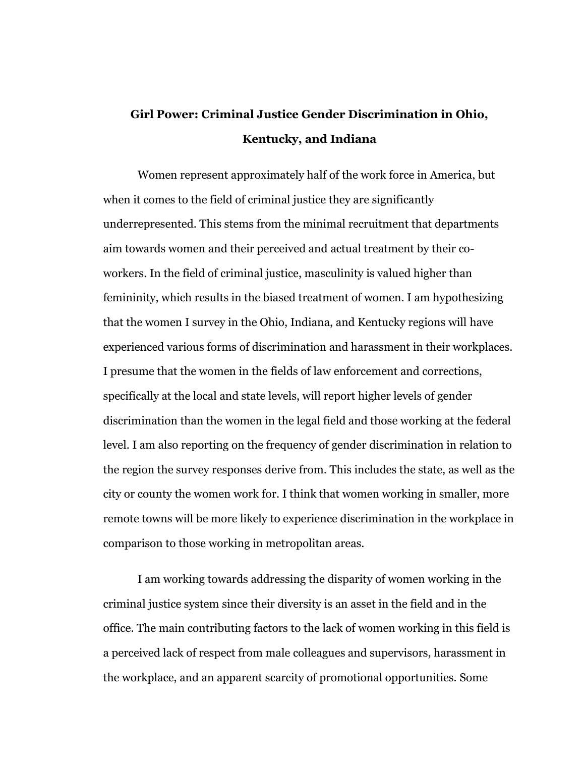# Girl Power: Criminal Justice Gender Discrimination in Ohio, Kentucky, and Indiana

Women represent approximately half of the work force in America, but when it comes to the field of criminal justice they are significantly underrepresented. This stems from the minimal recruitment that departments aim towards women and their perceived and actual treatment by their co-workers. In the field of criminal justice, masculinity is valued higher than femininity, which results in the biased treatment of women. I am hypothesizing that the women I survey in the Ohio, Indiana, and Kentucky regions will have experienced various forms of discrimination and harassment in their workplaces. I presume that the women in the fields of law enforcement and corrections, specifically at the local and state levels, will report higher levels of gender discrimination than the women in the legal field and those working at the federal level. I am also reporting on the frequency of gender discrimination in relation to the region the survey responses derive from. This includes the state, as well as the city or county the women work for. I think that women working in smaller, more remote towns will be more likely to experience discrimination in the workplace in comparison to those working in metropolitan areas.

I am working towards addressing the disparity of women working in the criminal justice system since their diversity is an asset in the field and in the office. The main contributing factors to the lack of women working in this field is a perceived lack of respect from male colleagues and supervisors, harassment in the workplace, and an apparent scarcity of promotional opportunities. Some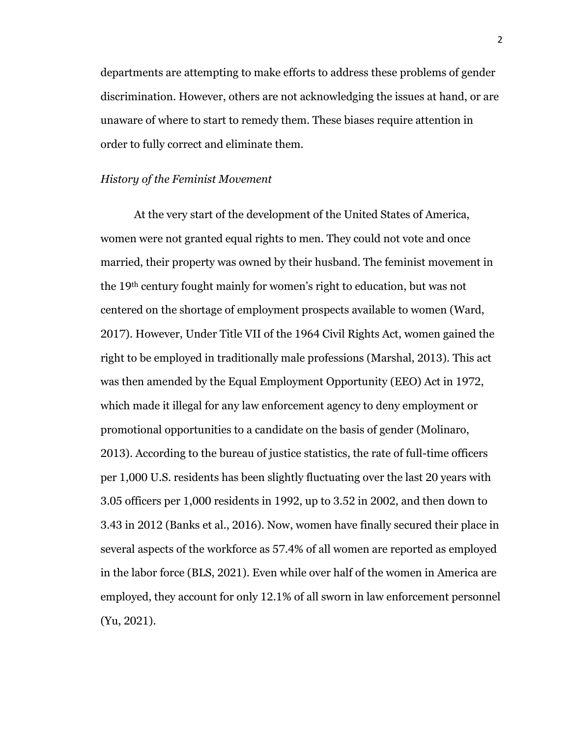departments are attempting to make efforts to address these problems of gender discrimination. However, others are not acknowledging the issues at hand, or are unaware of where to start to remedy them. These biases require attention in order to fully correct and eliminate them.

*History of the Feminist Movement*

At the very start of the development of the United States of America, women were not granted equal rights to men. They could not vote and once married, their property was owned by their husband. The feminist movement in the 19th century fought mainly for women's right to education, but was not centered on the shortage of employment prospects available to women (Ward, 2017). However, Under Title VII of the 1964 Civil Rights Act, women gained the right to be employed in traditionally male professions (Marshal, 2013). This act was then amended by the Equal Employment Opportunity (EEO) Act in 1972, which made it illegal for any law enforcement agency to deny employment or promotional opportunities to a candidate on the basis of gender (Molinaro, 2013). According to the bureau of justice statistics, the rate of full-time officers per 1,000 U.S. residents has been slightly fluctuating over the last 20 years with 3.05 officers per 1,000 residents in 1992, up to 3.52 in 2002, and then down to 3.43 in 2012 (Banks et al., 2016). Now, women have finally secured their place in several aspects of the workforce as 57.4% of all women are reported as employed in the labor force (BLS, 2021). Even while over half of the women in America are employed, they account for only 12.1% of all sworn in law enforcement personnel (Yu, 2021).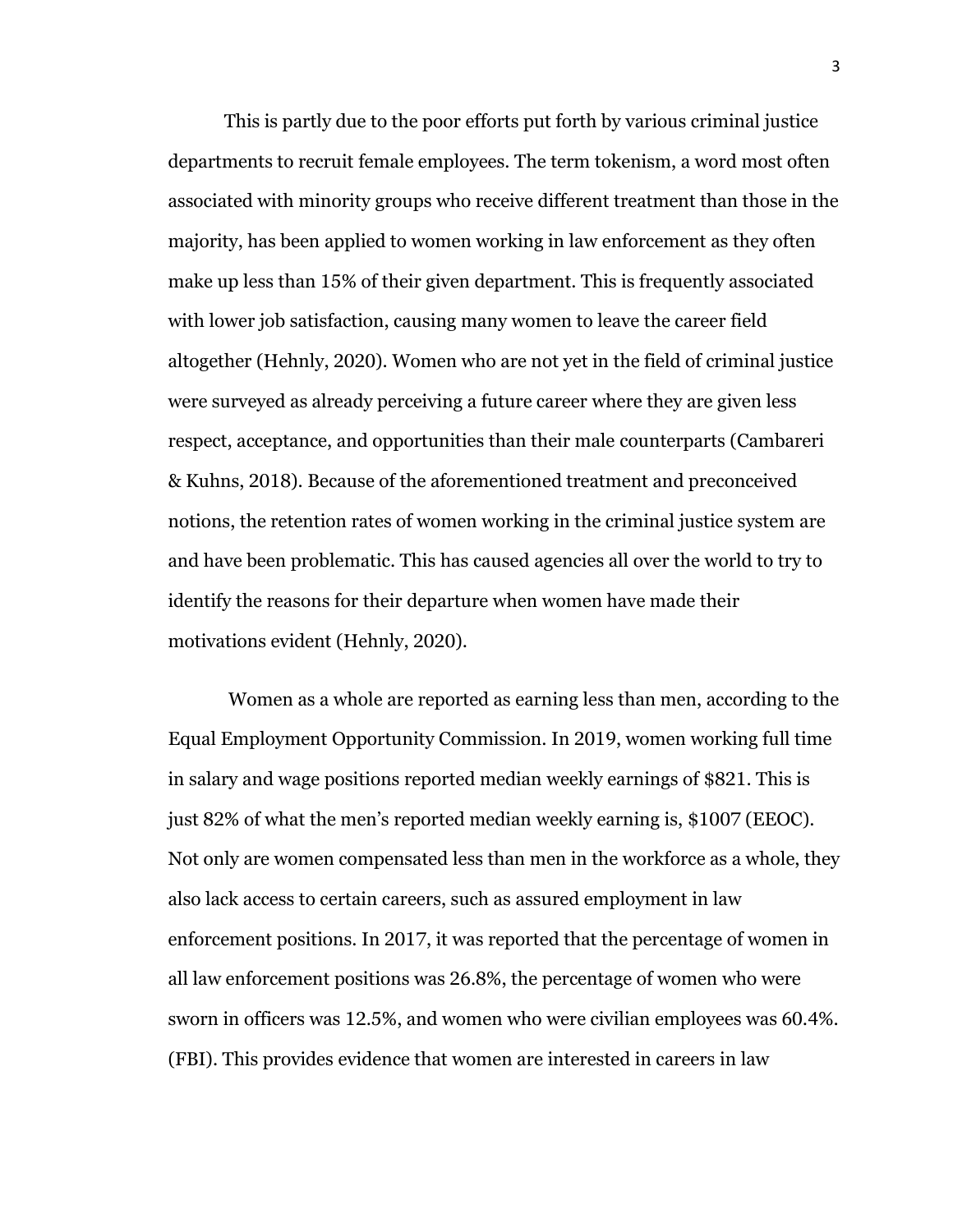This is partly due to the poor efforts put forth by various criminal justice departments to recruit female employees. The term tokenism, a word most often associated with minority groups who receive different treatment than those in the majority, has been applied to women working in law enforcement as they often make up less than 15% of their given department. This is frequently associated with lower job satisfaction, causing many women to leave the career field altogether (Hehnly, 2020). Women who are not yet in the field of criminal justice were surveyed as already perceiving a future career where they are given less respect, acceptance, and opportunities than their male counterparts (Cambareri & Kuhns, 2018). Because of the aforementioned treatment and preconceived notions, the retention rates of women working in the criminal justice system are and have been problematic. This has caused agencies all over the world to try to identify the reasons for their departure when women have made their motivations evident (Hehnly, 2020).

Women as a whole are reported as earning less than men, according to the Equal Employment Opportunity Commission. In 2019, women working full time in salary and wage positions reported median weekly earnings of $821. This is just 82% of what the men's reported median weekly earning is, $1007 (EEOC). Not only are women compensated less than men in the workforce as a whole, they also lack access to certain careers, such as assured employment in law enforcement positions. In 2017, it was reported that the percentage of women in all law enforcement positions was 26.8%, the percentage of women who were sworn in officers was 12.5%, and women who were civilian employees was 60.4%. (FBI). This provides evidence that women are interested in careers in law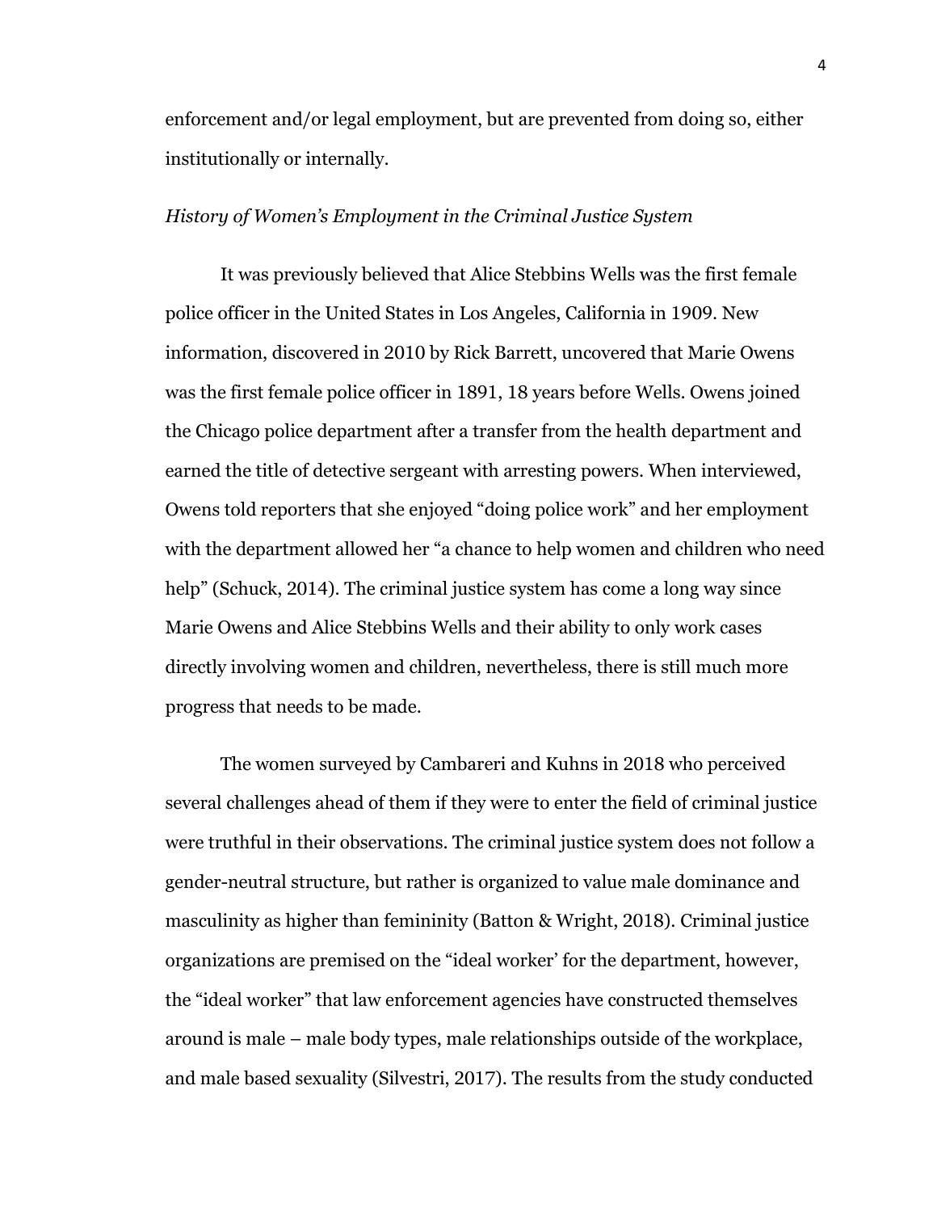enforcement and/or legal employment, but are prevented from doing so, either institutionally or internally.

*History of Women's Employment in the Criminal Justice System*

It was previously believed that Alice Stebbins Wells was the first female police officer in the United States in Los Angeles, California in 1909. New information, discovered in 2010 by Rick Barrett, uncovered that Marie Owens was the first female police officer in 1891, 18 years before Wells. Owens joined the Chicago police department after a transfer from the health department and earned the title of detective sergeant with arresting powers. When interviewed, Owens told reporters that she enjoyed "doing police work" and her employment with the department allowed her "a chance to help women and children who need help" (Schuck, 2014). The criminal justice system has come a long way since Marie Owens and Alice Stebbins Wells and their ability to only work cases directly involving women and children, nevertheless, there is still much more progress that needs to be made.

The women surveyed by Cambareri and Kuhns in 2018 who perceived several challenges ahead of them if they were to enter the field of criminal justice were truthful in their observations. The criminal justice system does not follow a gender-neutral structure, but rather is organized to value male dominance and masculinity as higher than femininity (Batton & Wright, 2018). Criminal justice organizations are premised on the "ideal worker' for the department, however, the "ideal worker" that law enforcement agencies have constructed themselves around is male – male body types, male relationships outside of the workplace, and male based sexuality (Silvestri, 2017). The results from the study conducted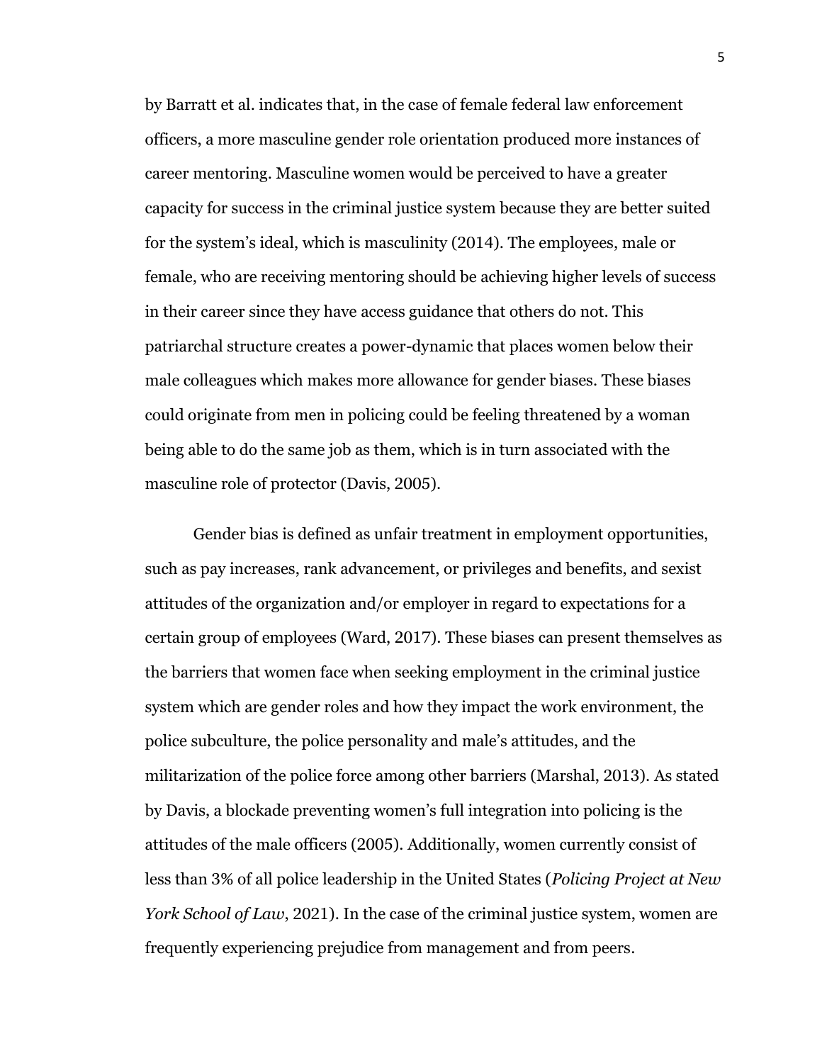by Barratt et al. indicates that, in the case of female federal law enforcement officers, a more masculine gender role orientation produced more instances of career mentoring. Masculine women would be perceived to have a greater capacity for success in the criminal justice system because they are better suited for the system's ideal, which is masculinity (2014). The employees, male or female, who are receiving mentoring should be achieving higher levels of success in their career since they have access guidance that others do not. This patriarchal structure creates a power-dynamic that places women below their male colleagues which makes more allowance for gender biases. These biases could originate from men in policing could be feeling threatened by a woman being able to do the same job as them, which is in turn associated with the masculine role of protector (Davis, 2005).

Gender bias is defined as unfair treatment in employment opportunities, such as pay increases, rank advancement, or privileges and benefits, and sexist attitudes of the organization and/or employer in regard to expectations for a certain group of employees (Ward, 2017). These biases can present themselves as the barriers that women face when seeking employment in the criminal justice system which are gender roles and how they impact the work environment, the police subculture, the police personality and male's attitudes, and the militarization of the police force among other barriers (Marshal, 2013). As stated by Davis, a blockade preventing women's full integration into policing is the attitudes of the male officers (2005). Additionally, women currently consist of less than 3% of all police leadership in the United States (*Policing Project at New York School of Law*, 2021). In the case of the criminal justice system, women are frequently experiencing prejudice from management and from peers.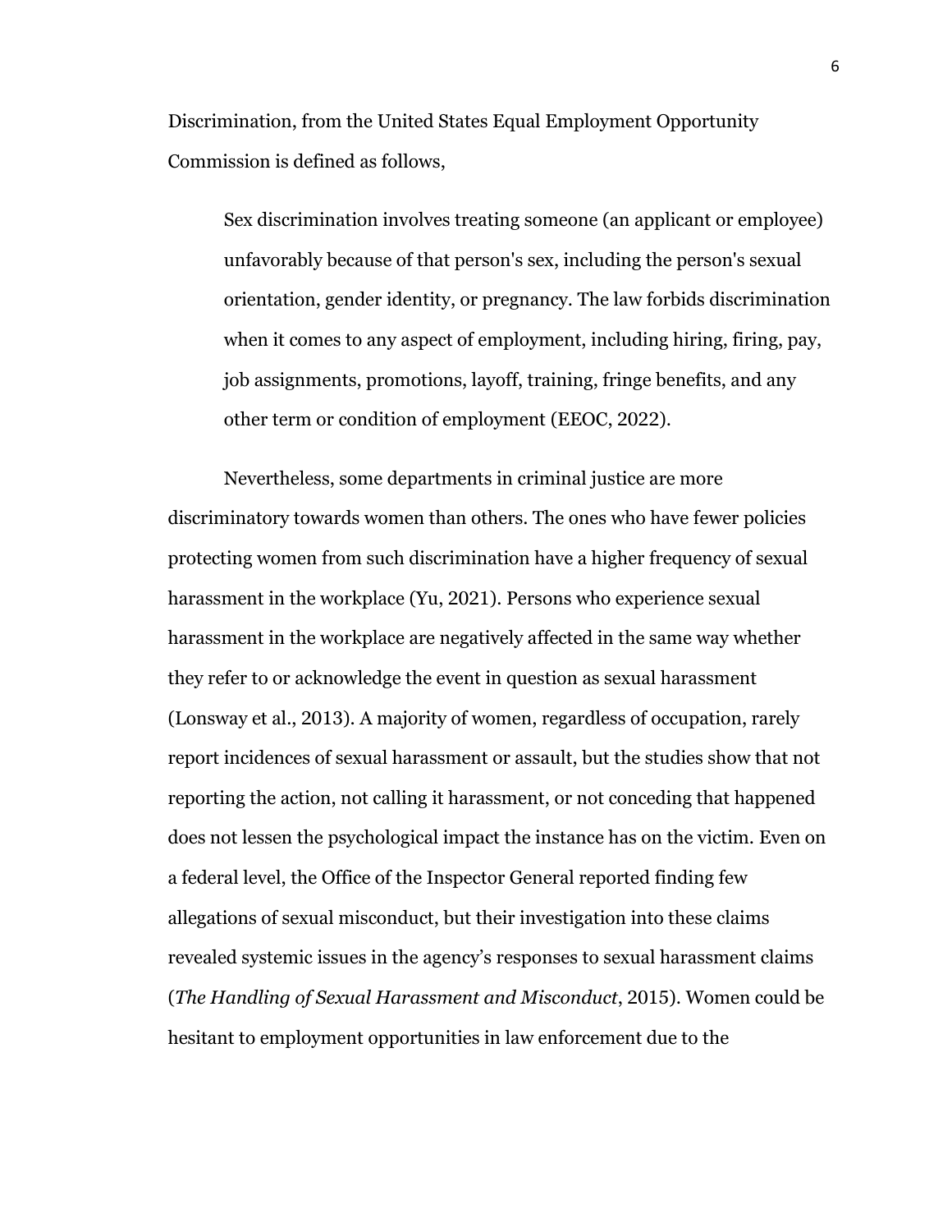Discrimination, from the United States Equal Employment Opportunity Commission is defined as follows,

> Sex discrimination involves treating someone (an applicant or employee) unfavorably because of that person's sex, including the person's sexual orientation, gender identity, or pregnancy. The law forbids discrimination when it comes to any aspect of employment, including hiring, firing, pay, job assignments, promotions, layoff, training, fringe benefits, and any other term or condition of employment (EEOC, 2022).

Nevertheless, some departments in criminal justice are more discriminatory towards women than others. The ones who have fewer policies protecting women from such discrimination have a higher frequency of sexual harassment in the workplace (Yu, 2021). Persons who experience sexual harassment in the workplace are negatively affected in the same way whether they refer to or acknowledge the event in question as sexual harassment (Lonsway et al., 2013). A majority of women, regardless of occupation, rarely report incidences of sexual harassment or assault, but the studies show that not reporting the action, not calling it harassment, or not conceding that happened does not lessen the psychological impact the instance has on the victim. Even on a federal level, the Office of the Inspector General reported finding few allegations of sexual misconduct, but their investigation into these claims revealed systemic issues in the agency's responses to sexual harassment claims (*The Handling of Sexual Harassment and Misconduct*, 2015). Women could be hesitant to employment opportunities in law enforcement due to the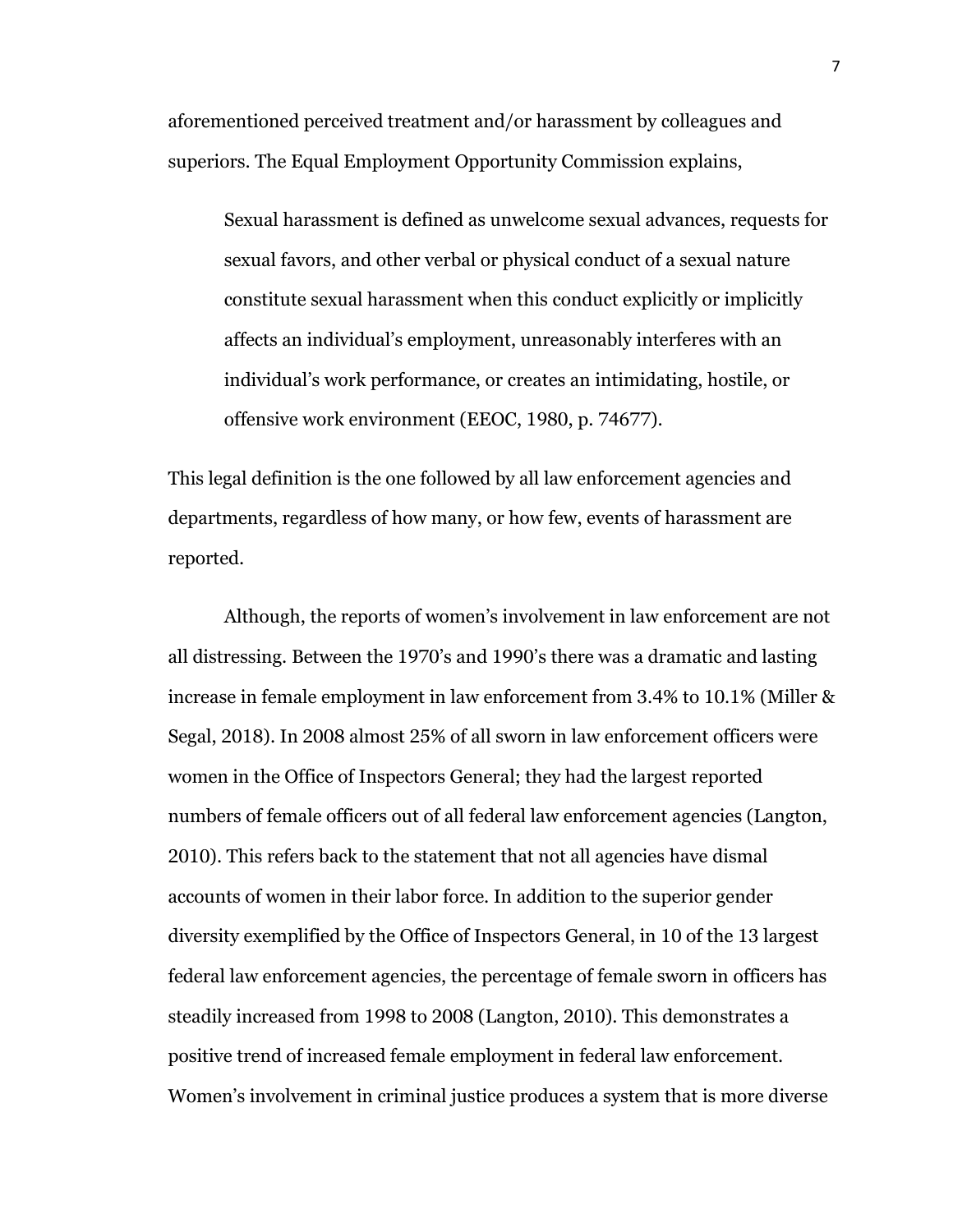aforementioned perceived treatment and/or harassment by colleagues and superiors. The Equal Employment Opportunity Commission explains,

> Sexual harassment is defined as unwelcome sexual advances, requests for sexual favors, and other verbal or physical conduct of a sexual nature constitute sexual harassment when this conduct explicitly or implicitly affects an individual's employment, unreasonably interferes with an individual's work performance, or creates an intimidating, hostile, or offensive work environment (EEOC, 1980, p. 74677).

This legal definition is the one followed by all law enforcement agencies and departments, regardless of how many, or how few, events of harassment are reported.

Although, the reports of women's involvement in law enforcement are not all distressing. Between the 1970's and 1990's there was a dramatic and lasting increase in female employment in law enforcement from 3.4% to 10.1% (Miller & Segal, 2018). In 2008 almost 25% of all sworn in law enforcement officers were women in the Office of Inspectors General; they had the largest reported numbers of female officers out of all federal law enforcement agencies (Langton, 2010). This refers back to the statement that not all agencies have dismal accounts of women in their labor force. In addition to the superior gender diversity exemplified by the Office of Inspectors General, in 10 of the 13 largest federal law enforcement agencies, the percentage of female sworn in officers has steadily increased from 1998 to 2008 (Langton, 2010). This demonstrates a positive trend of increased female employment in federal law enforcement. Women's involvement in criminal justice produces a system that is more diverse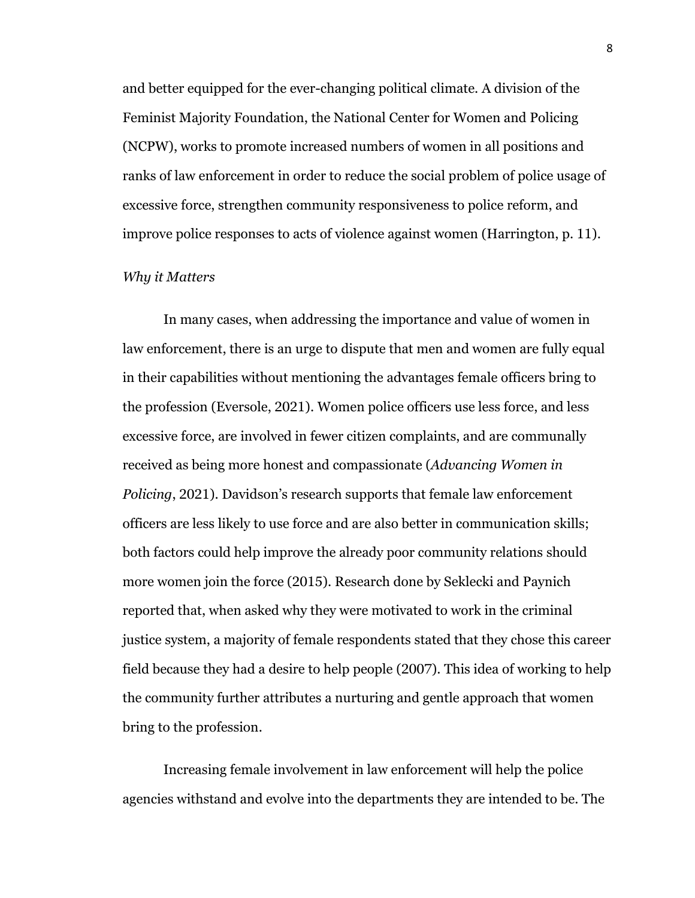and better equipped for the ever-changing political climate. A division of the Feminist Majority Foundation, the National Center for Women and Policing (NCPW), works to promote increased numbers of women in all positions and ranks of law enforcement in order to reduce the social problem of police usage of excessive force, strengthen community responsiveness to police reform, and improve police responses to acts of violence against women (Harrington, p. 11).

*Why it Matters*

In many cases, when addressing the importance and value of women in law enforcement, there is an urge to dispute that men and women are fully equal in their capabilities without mentioning the advantages female officers bring to the profession (Eversole, 2021). Women police officers use less force, and less excessive force, are involved in fewer citizen complaints, and are communally received as being more honest and compassionate (*Advancing Women in Policing*, 2021). Davidson's research supports that female law enforcement officers are less likely to use force and are also better in communication skills; both factors could help improve the already poor community relations should more women join the force (2015). Research done by Seklecki and Paynich reported that, when asked why they were motivated to work in the criminal justice system, a majority of female respondents stated that they chose this career field because they had a desire to help people (2007). This idea of working to help the community further attributes a nurturing and gentle approach that women bring to the profession.

Increasing female involvement in law enforcement will help the police agencies withstand and evolve into the departments they are intended to be. The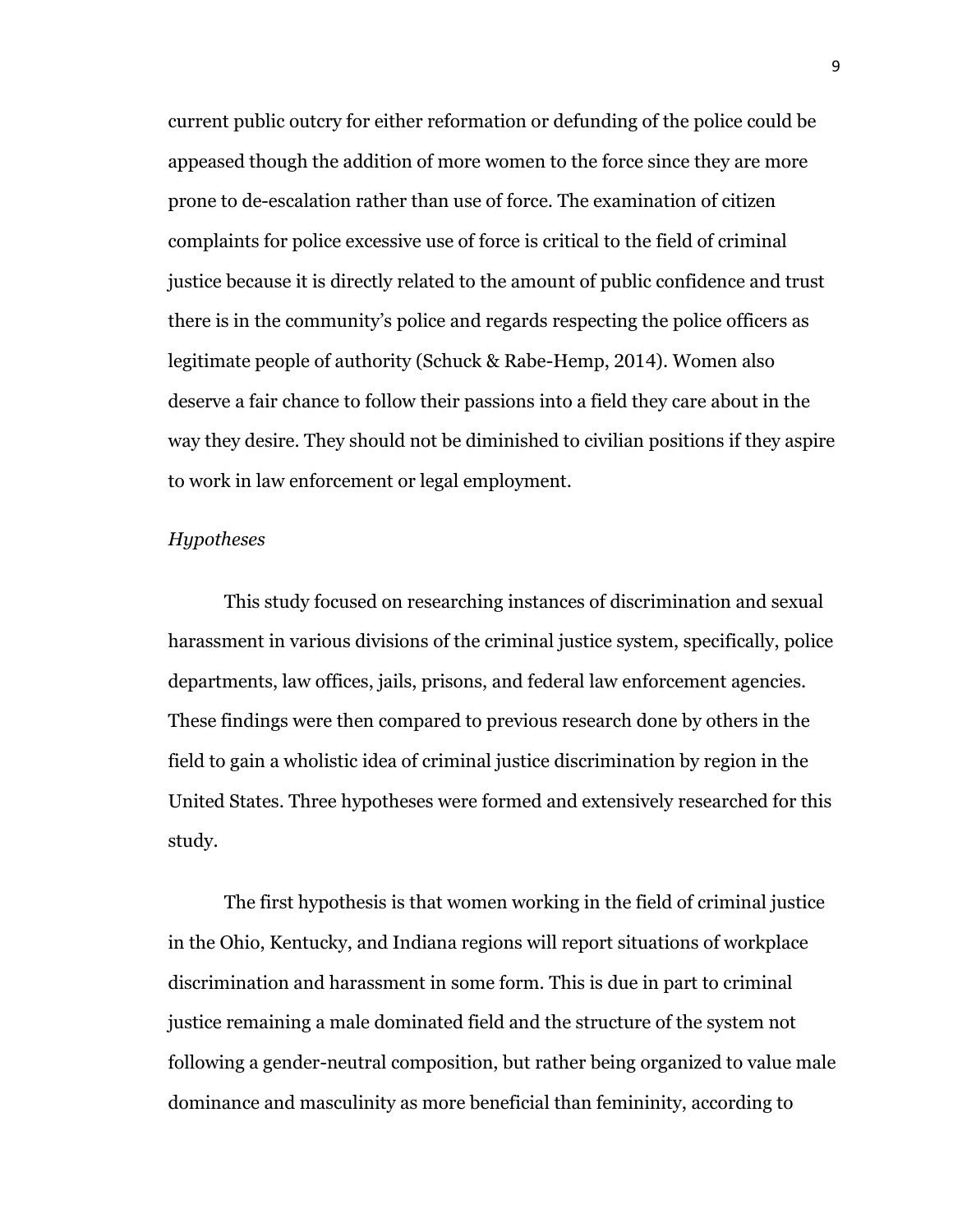current public outcry for either reformation or defunding of the police could be appeased though the addition of more women to the force since they are more prone to de-escalation rather than use of force. The examination of citizen complaints for police excessive use of force is critical to the field of criminal justice because it is directly related to the amount of public confidence and trust there is in the community's police and regards respecting the police officers as legitimate people of authority (Schuck & Rabe-Hemp, 2014). Women also deserve a fair chance to follow their passions into a field they care about in the way they desire. They should not be diminished to civilian positions if they aspire to work in law enforcement or legal employment.

*Hypotheses*

This study focused on researching instances of discrimination and sexual harassment in various divisions of the criminal justice system, specifically, police departments, law offices, jails, prisons, and federal law enforcement agencies. These findings were then compared to previous research done by others in the field to gain a wholistic idea of criminal justice discrimination by region in the United States. Three hypotheses were formed and extensively researched for this study.

The first hypothesis is that women working in the field of criminal justice in the Ohio, Kentucky, and Indiana regions will report situations of workplace discrimination and harassment in some form. This is due in part to criminal justice remaining a male dominated field and the structure of the system not following a gender-neutral composition, but rather being organized to value male dominance and masculinity as more beneficial than femininity, according to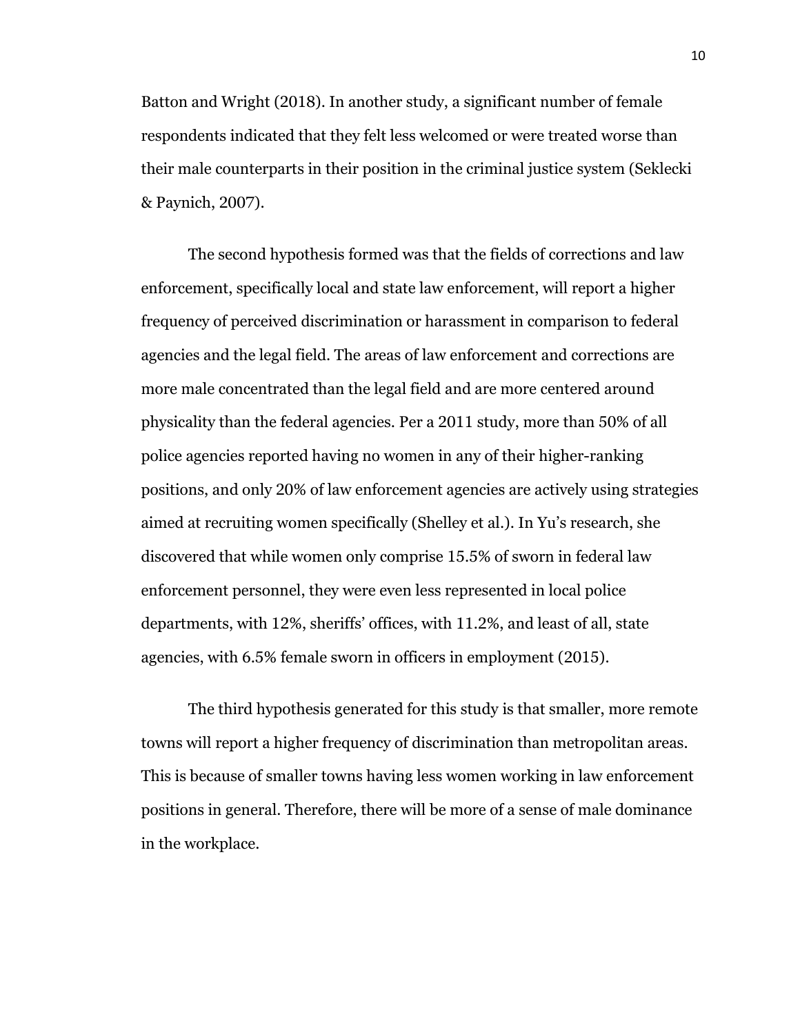Batton and Wright (2018). In another study, a significant number of female respondents indicated that they felt less welcomed or were treated worse than their male counterparts in their position in the criminal justice system (Seklecki & Paynich, 2007).

The second hypothesis formed was that the fields of corrections and law enforcement, specifically local and state law enforcement, will report a higher frequency of perceived discrimination or harassment in comparison to federal agencies and the legal field. The areas of law enforcement and corrections are more male concentrated than the legal field and are more centered around physicality than the federal agencies. Per a 2011 study, more than 50% of all police agencies reported having no women in any of their higher-ranking positions, and only 20% of law enforcement agencies are actively using strategies aimed at recruiting women specifically (Shelley et al.). In Yu's research, she discovered that while women only comprise 15.5% of sworn in federal law enforcement personnel, they were even less represented in local police departments, with 12%, sheriffs' offices, with 11.2%, and least of all, state agencies, with 6.5% female sworn in officers in employment (2015).

The third hypothesis generated for this study is that smaller, more remote towns will report a higher frequency of discrimination than metropolitan areas. This is because of smaller towns having less women working in law enforcement positions in general. Therefore, there will be more of a sense of male dominance in the workplace.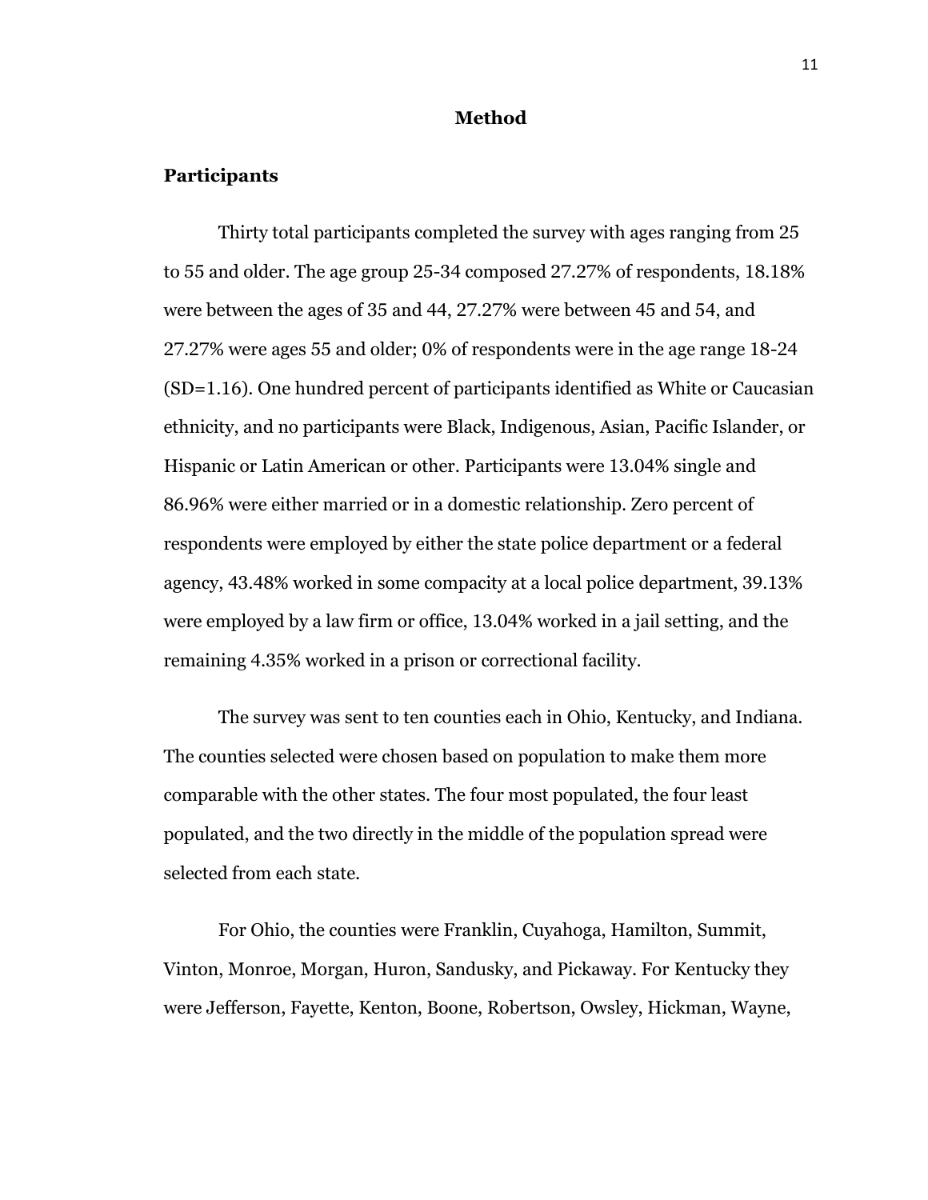## Method

### Participants

Thirty total participants completed the survey with ages ranging from 25 to 55 and older. The age group 25-34 composed 27.27% of respondents, 18.18% were between the ages of 35 and 44, 27.27% were between 45 and 54, and 27.27% were ages 55 and older; 0% of respondents were in the age range 18-24 (SD=1.16). One hundred percent of participants identified as White or Caucasian ethnicity, and no participants were Black, Indigenous, Asian, Pacific Islander, or Hispanic or Latin American or other. Participants were 13.04% single and 86.96% were either married or in a domestic relationship. Zero percent of respondents were employed by either the state police department or a federal agency, 43.48% worked in some compacity at a local police department, 39.13% were employed by a law firm or office, 13.04% worked in a jail setting, and the remaining 4.35% worked in a prison or correctional facility.

The survey was sent to ten counties each in Ohio, Kentucky, and Indiana. The counties selected were chosen based on population to make them more comparable with the other states. The four most populated, the four least populated, and the two directly in the middle of the population spread were selected from each state.

For Ohio, the counties were Franklin, Cuyahoga, Hamilton, Summit, Vinton, Monroe, Morgan, Huron, Sandusky, and Pickaway. For Kentucky they were Jefferson, Fayette, Kenton, Boone, Robertson, Owsley, Hickman, Wayne,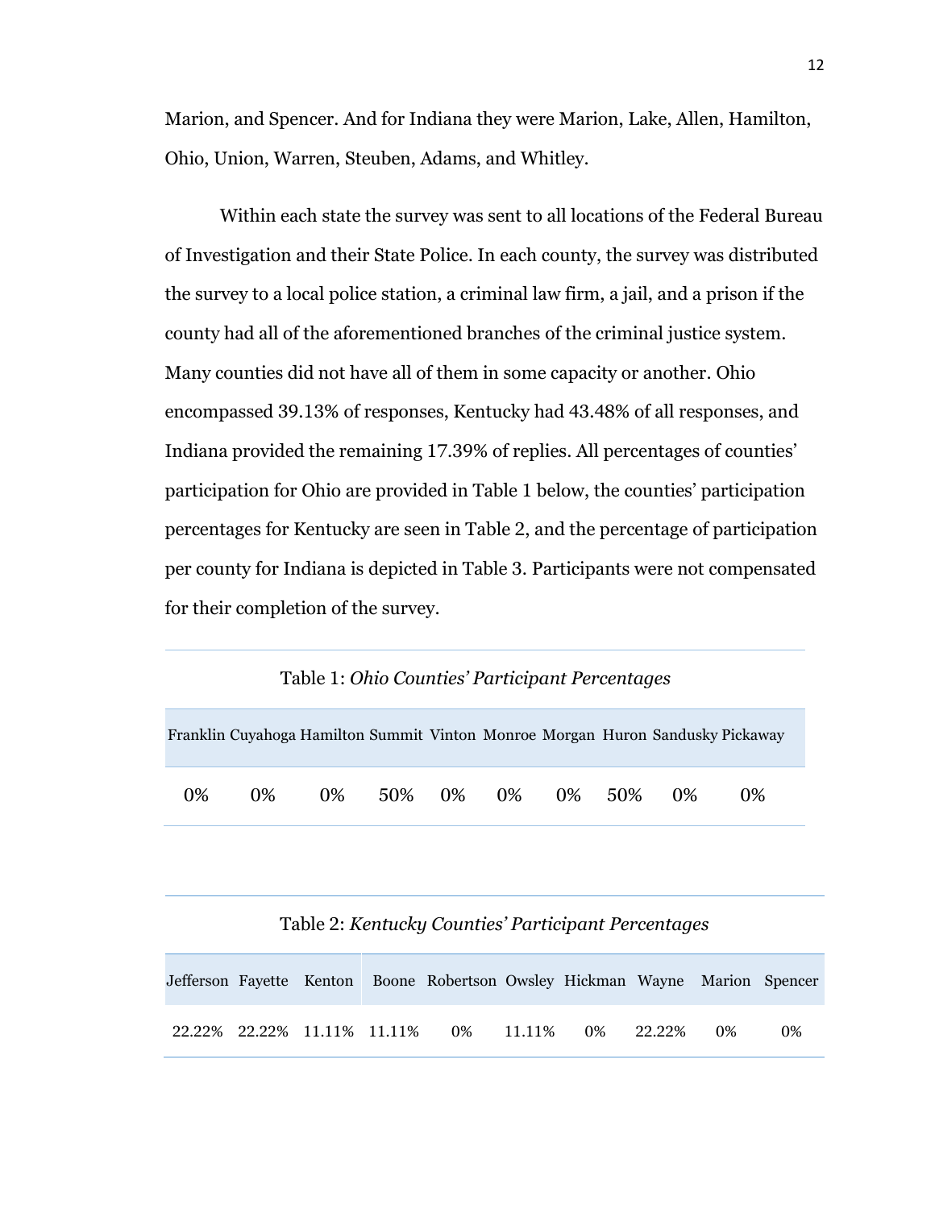Marion, and Spencer. And for Indiana they were Marion, Lake, Allen, Hamilton, Ohio, Union, Warren, Steuben, Adams, and Whitley.

Within each state the survey was sent to all locations of the Federal Bureau of Investigation and their State Police. In each county, the survey was distributed the survey to a local police station, a criminal law firm, a jail, and a prison if the county had all of the aforementioned branches of the criminal justice system. Many counties did not have all of them in some capacity or another. Ohio encompassed 39.13% of responses, Kentucky had 43.48% of all responses, and Indiana provided the remaining 17.39% of replies. All percentages of counties' participation for Ohio are provided in Table 1 below, the counties' participation percentages for Kentucky are seen in Table 2, and the percentage of participation per county for Indiana is depicted in Table 3. Participants were not compensated for their completion of the survey.

Table 1: *Ohio Counties' Participant Percentages*

| Franklin | Cuyahoga | Hamilton | Summit | Vinton | Monroe | Morgan | Huron | Sandusky | Pickaway |
|---|---|---|---|---|---|---|---|---|---|
| 0% | 0% | 0% | 50% | 0% | 0% | 0% | 50% | 0% | 0% |

Table 2: *Kentucky Counties' Participant Percentages*

| Jefferson | Fayette | Kenton | Boone | Robertson | Owsley | Hickman | Wayne | Marion | Spencer |
|---|---|---|---|---|---|---|---|---|---|
| 22.22% | 22.22% | 11.11% | 11.11% | 0% | 11.11% | 0% | 22.22% | 0% | 0% |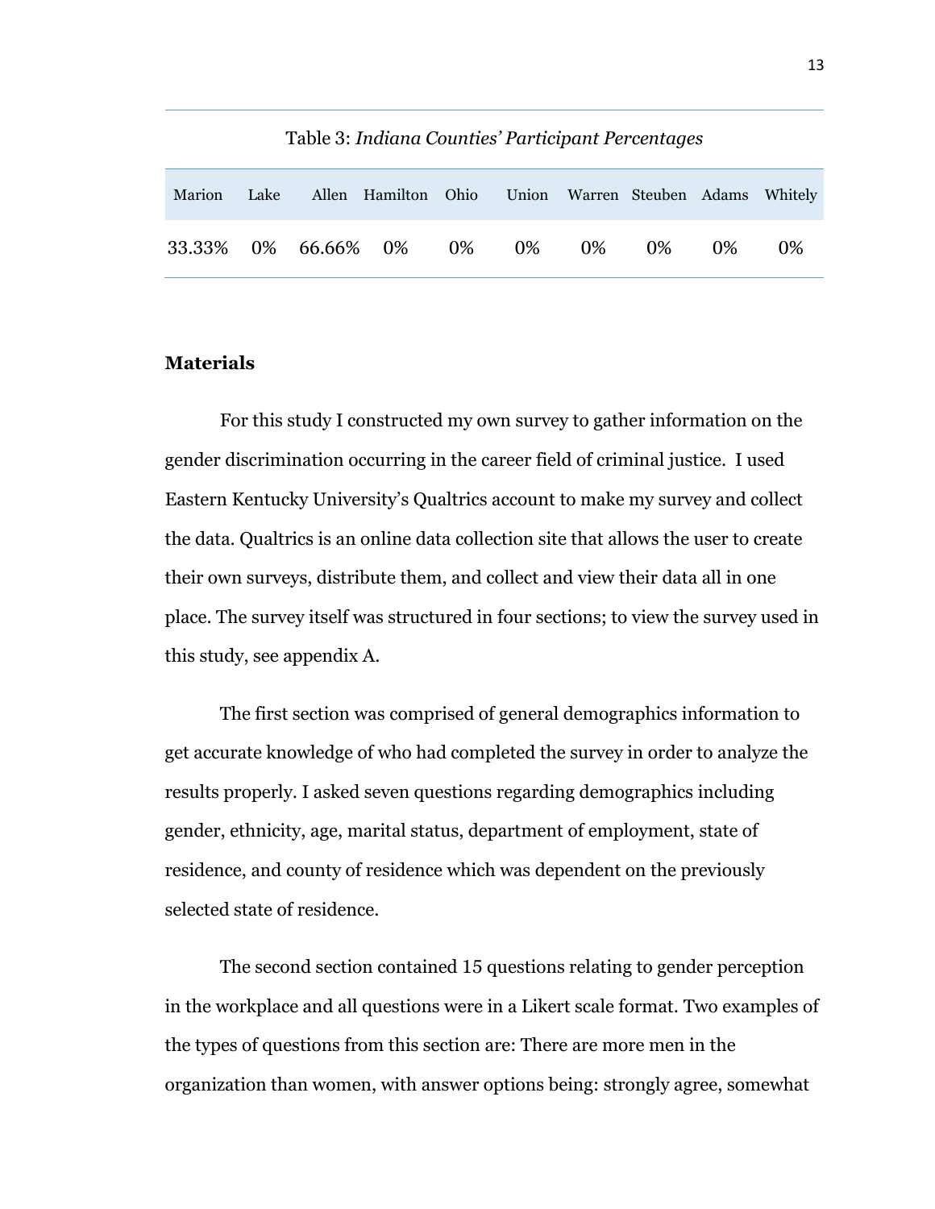Table 3: *Indiana Counties' Participant Percentages*

| Marion | Lake | Allen | Hamilton | Ohio | Union | Warren | Steuben | Adams | Whitely |
|---|---|---|---|---|---|---|---|---|---|
| 33.33% | 0% | 66.66% | 0% | 0% | 0% | 0% | 0% | 0% | 0% |

**Materials**

For this study I constructed my own survey to gather information on the gender discrimination occurring in the career field of criminal justice. I used Eastern Kentucky University's Qualtrics account to make my survey and collect the data. Qualtrics is an online data collection site that allows the user to create their own surveys, distribute them, and collect and view their data all in one place. The survey itself was structured in four sections; to view the survey used in this study, see appendix A.

The first section was comprised of general demographics information to get accurate knowledge of who had completed the survey in order to analyze the results properly. I asked seven questions regarding demographics including gender, ethnicity, age, marital status, department of employment, state of residence, and county of residence which was dependent on the previously selected state of residence.

The second section contained 15 questions relating to gender perception in the workplace and all questions were in a Likert scale format. Two examples of the types of questions from this section are: There are more men in the organization than women, with answer options being: strongly agree, somewhat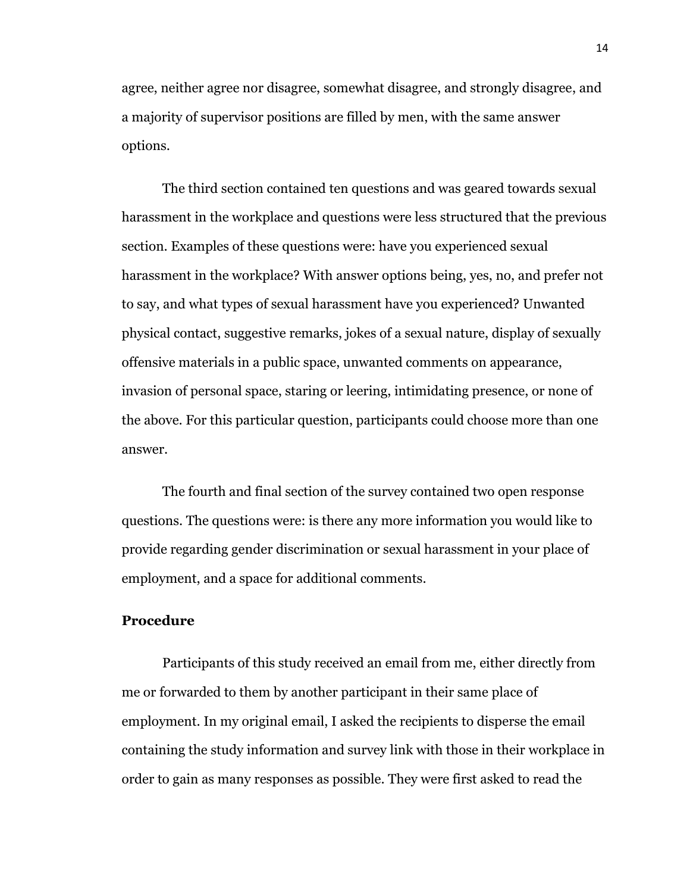agree, neither agree nor disagree, somewhat disagree, and strongly disagree, and a majority of supervisor positions are filled by men, with the same answer options.

The third section contained ten questions and was geared towards sexual harassment in the workplace and questions were less structured that the previous section. Examples of these questions were: have you experienced sexual harassment in the workplace? With answer options being, yes, no, and prefer not to say, and what types of sexual harassment have you experienced? Unwanted physical contact, suggestive remarks, jokes of a sexual nature, display of sexually offensive materials in a public space, unwanted comments on appearance, invasion of personal space, staring or leering, intimidating presence, or none of the above. For this particular question, participants could choose more than one answer.

The fourth and final section of the survey contained two open response questions. The questions were: is there any more information you would like to provide regarding gender discrimination or sexual harassment in your place of employment, and a space for additional comments.

### Procedure

Participants of this study received an email from me, either directly from me or forwarded to them by another participant in their same place of employment. In my original email, I asked the recipients to disperse the email containing the study information and survey link with those in their workplace in order to gain as many responses as possible. They were first asked to read the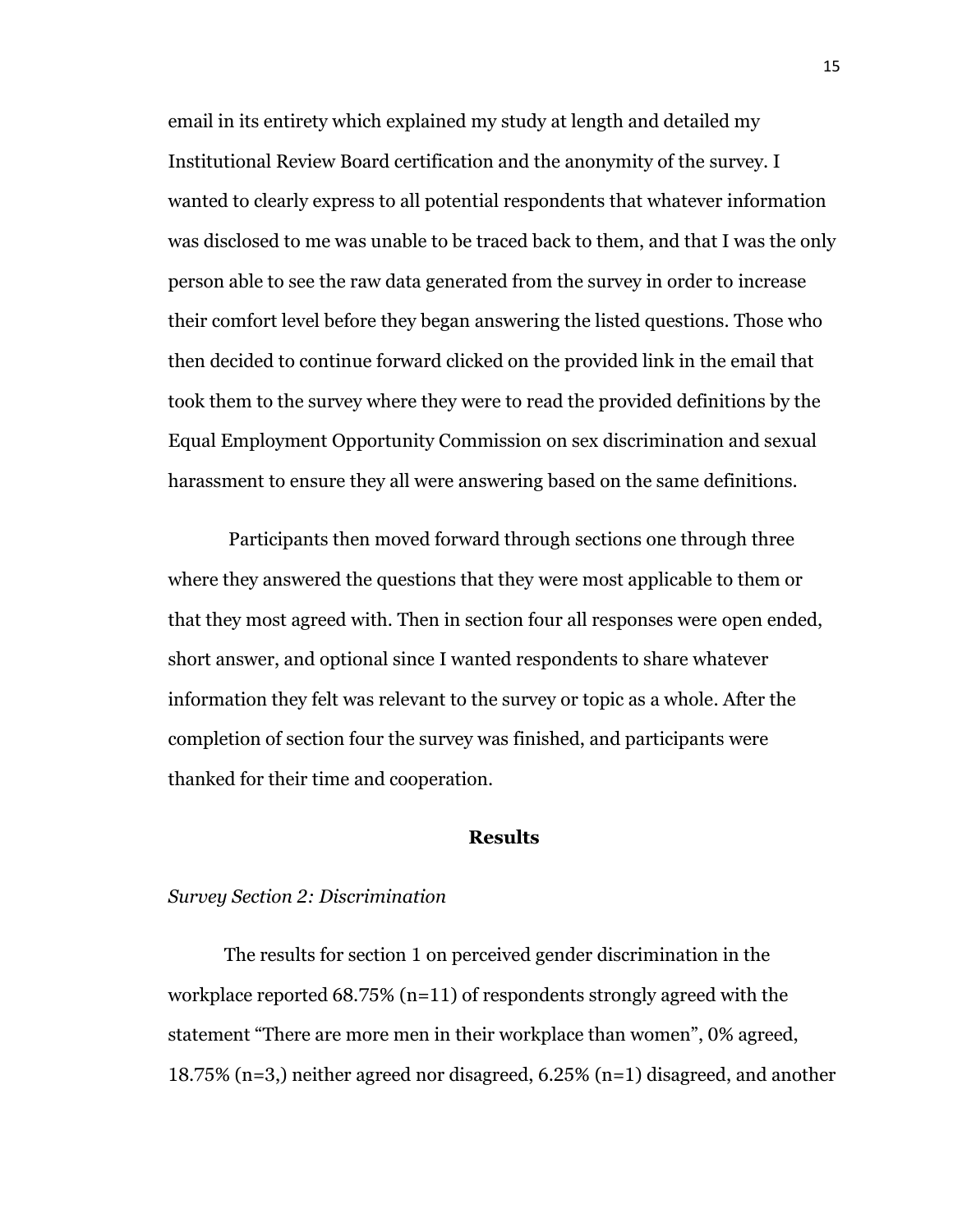email in its entirety which explained my study at length and detailed my Institutional Review Board certification and the anonymity of the survey. I wanted to clearly express to all potential respondents that whatever information was disclosed to me was unable to be traced back to them, and that I was the only person able to see the raw data generated from the survey in order to increase their comfort level before they began answering the listed questions. Those who then decided to continue forward clicked on the provided link in the email that took them to the survey where they were to read the provided definitions by the Equal Employment Opportunity Commission on sex discrimination and sexual harassment to ensure they all were answering based on the same definitions.

Participants then moved forward through sections one through three where they answered the questions that they were most applicable to them or that they most agreed with. Then in section four all responses were open ended, short answer, and optional since I wanted respondents to share whatever information they felt was relevant to the survey or topic as a whole. After the completion of section four the survey was finished, and participants were thanked for their time and cooperation.

## Results

*Survey Section 2: Discrimination*

The results for section 1 on perceived gender discrimination in the workplace reported 68.75% (n=11) of respondents strongly agreed with the statement "There are more men in their workplace than women", 0% agreed, 18.75% (n=3,) neither agreed nor disagreed, 6.25% (n=1) disagreed, and another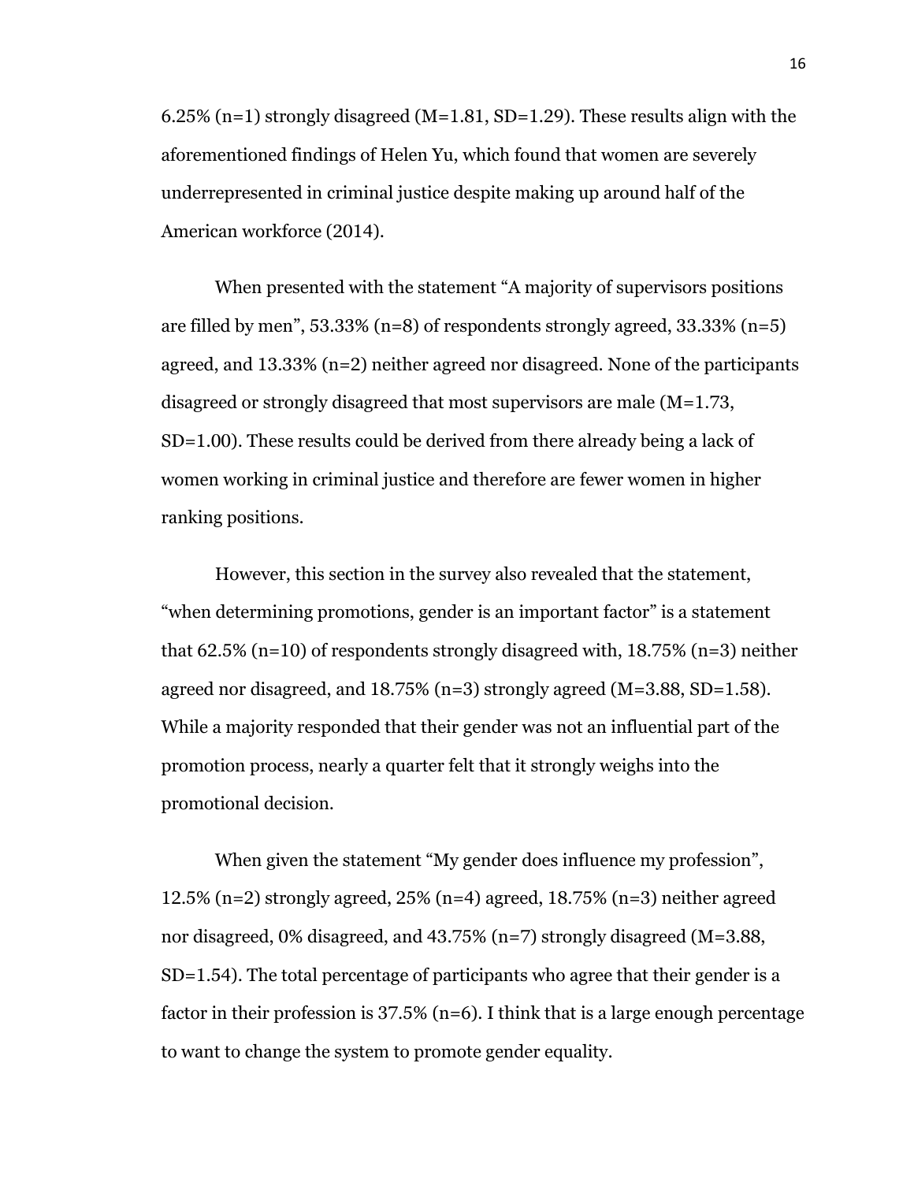6.25% (n=1) strongly disagreed (M=1.81, SD=1.29). These results align with the aforementioned findings of Helen Yu, which found that women are severely underrepresented in criminal justice despite making up around half of the American workforce (2014).

When presented with the statement "A majority of supervisors positions are filled by men", 53.33% (n=8) of respondents strongly agreed, 33.33% (n=5) agreed, and 13.33% (n=2) neither agreed nor disagreed. None of the participants disagreed or strongly disagreed that most supervisors are male (M=1.73, SD=1.00). These results could be derived from there already being a lack of women working in criminal justice and therefore are fewer women in higher ranking positions.

However, this section in the survey also revealed that the statement, "when determining promotions, gender is an important factor" is a statement that 62.5% (n=10) of respondents strongly disagreed with, 18.75% (n=3) neither agreed nor disagreed, and 18.75% (n=3) strongly agreed (M=3.88, SD=1.58). While a majority responded that their gender was not an influential part of the promotion process, nearly a quarter felt that it strongly weighs into the promotional decision.

When given the statement "My gender does influence my profession", 12.5% (n=2) strongly agreed, 25% (n=4) agreed, 18.75% (n=3) neither agreed nor disagreed, 0% disagreed, and 43.75% (n=7) strongly disagreed (M=3.88, SD=1.54). The total percentage of participants who agree that their gender is a factor in their profession is 37.5% (n=6). I think that is a large enough percentage to want to change the system to promote gender equality.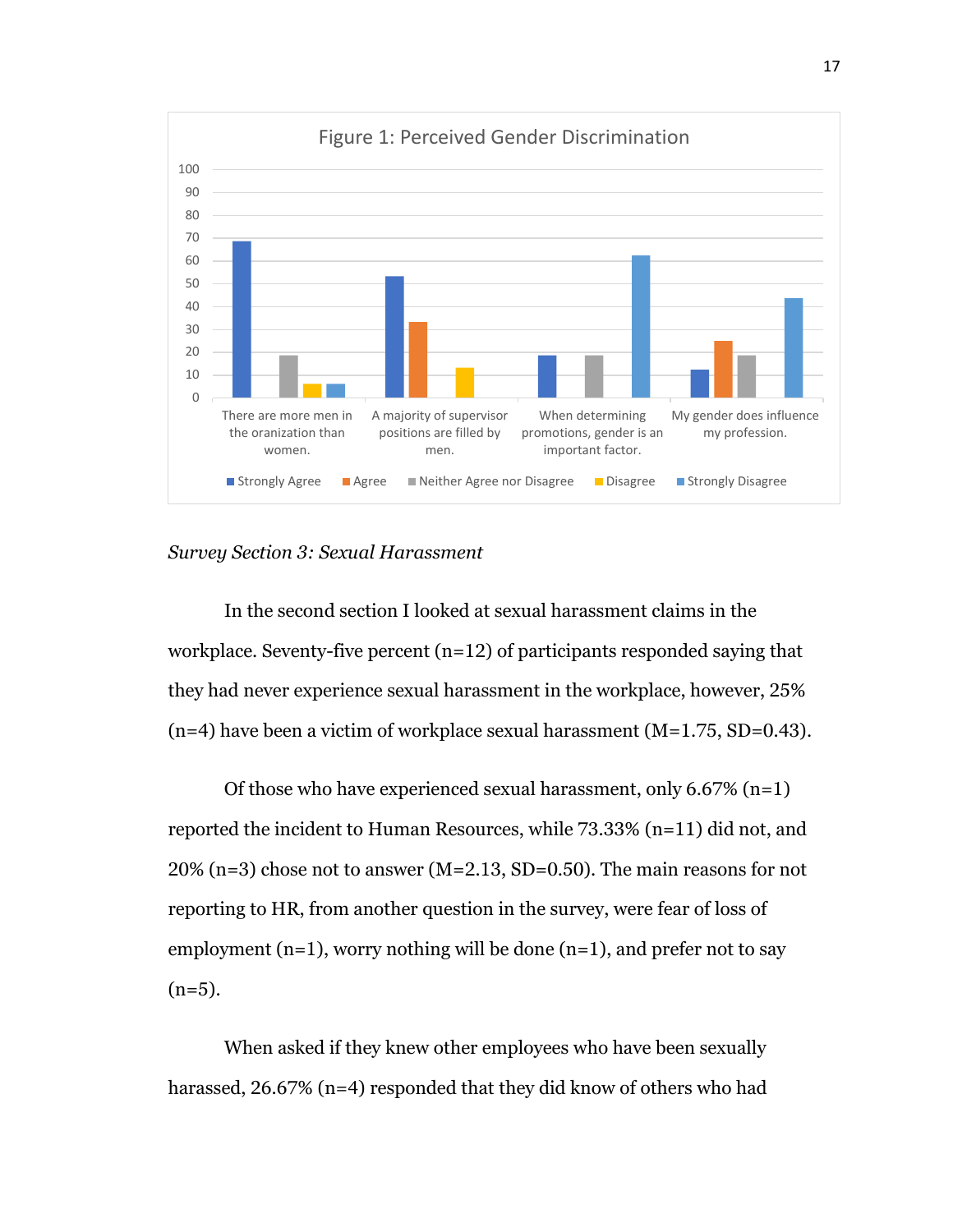Figure 1: Perceived Gender Discrimination

100
90
80
70
60
50
40
30
20
10
0

There are more men in the oranization than women.
A majority of supervisor positions are filled by men.
When determining promotions, gender is an important factor.
My gender does influence my profession.

Strongly Agree
Agree
Neither Agree nor Disagree
Disagree
Strongly Disagree

*Survey Section 3: Sexual Harassment*

In the second section I looked at sexual harassment claims in the workplace. Seventy-five percent (n=12) of participants responded saying that they had never experience sexual harassment in the workplace, however, 25% (n=4) have been a victim of workplace sexual harassment (M=1.75, SD=0.43).

Of those who have experienced sexual harassment, only 6.67% (n=1) reported the incident to Human Resources, while 73.33% (n=11) did not, and 20% (n=3) chose not to answer (M=2.13, SD=0.50). The main reasons for not reporting to HR, from another question in the survey, were fear of loss of employment (n=1), worry nothing will be done (n=1), and prefer not to say (n=5).

When asked if they knew other employees who have been sexually harassed, 26.67% (n=4) responded that they did know of others who had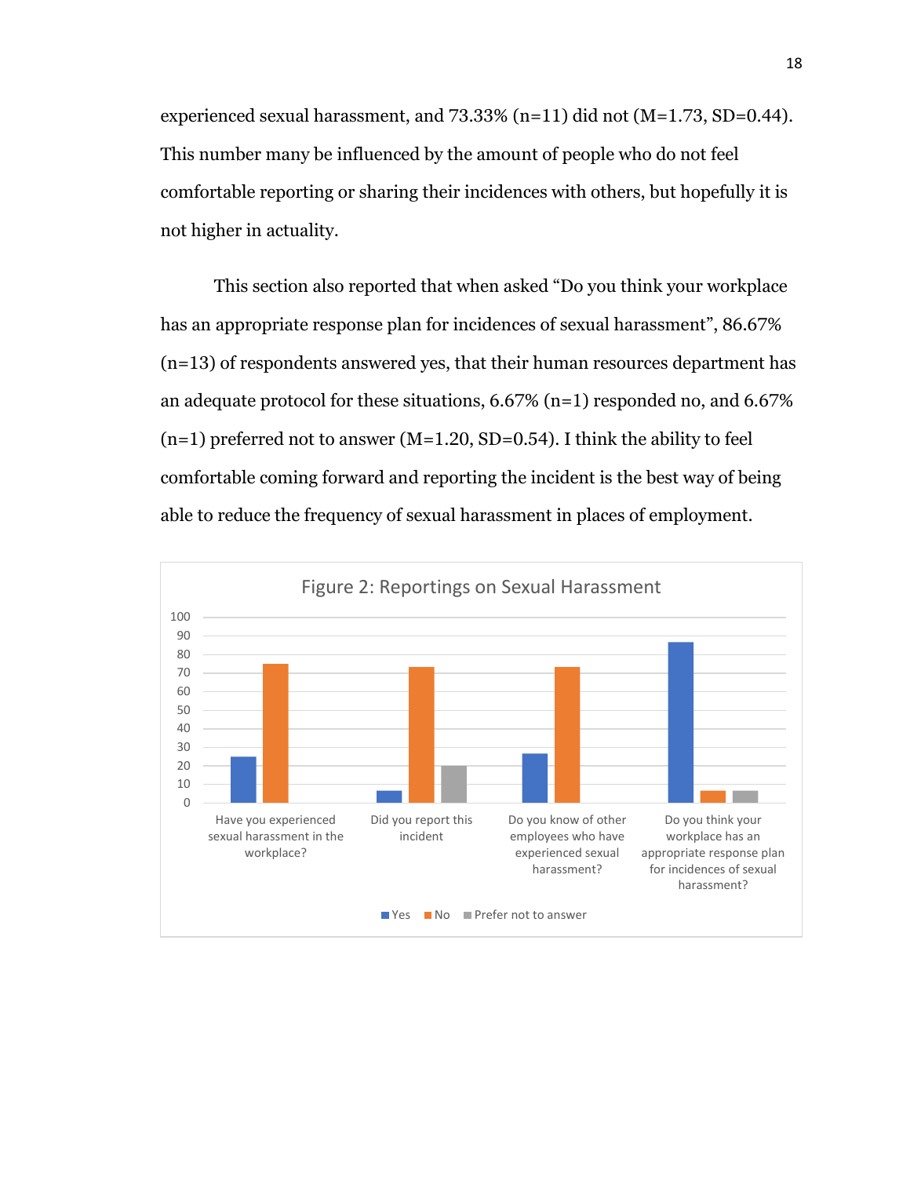experienced sexual harassment, and 73.33% (n=11) did not (M=1.73, SD=0.44). This number many be influenced by the amount of people who do not feel comfortable reporting or sharing their incidences with others, but hopefully it is not higher in actuality.

This section also reported that when asked "Do you think your workplace has an appropriate response plan for incidences of sexual harassment", 86.67% (n=13) of respondents answered yes, that their human resources department has an adequate protocol for these situations, 6.67% (n=1) responded no, and 6.67% (n=1) preferred not to answer (M=1.20, SD=0.54). I think the ability to feel comfortable coming forward and reporting the incident is the best way of being able to reduce the frequency of sexual harassment in places of employment.

Figure 2: Reportings on Sexual Harassment

100
90
80
70
60
50
40
30
20
10
0

Have you experienced sexual harassment in the workplace?
Did you report this incident
Do you know of other employees who have experienced sexual harassment?
Do you think your workplace has an appropriate response plan for incidences of sexual harassment?

Yes
No
Prefer not to answer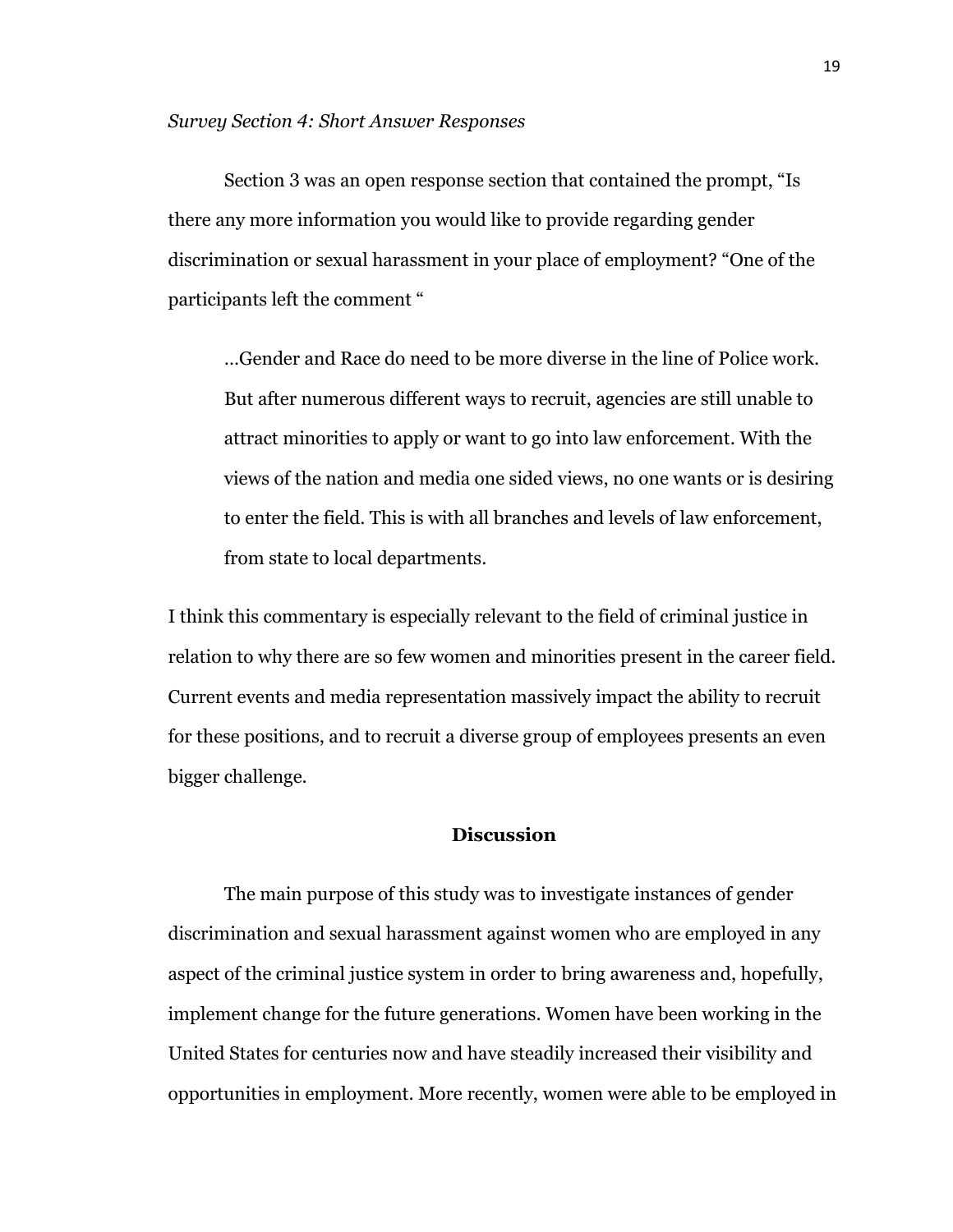*Survey Section 4: Short Answer Responses*

Section 3 was an open response section that contained the prompt, "Is there any more information you would like to provide regarding gender discrimination or sexual harassment in your place of employment? "One of the participants left the comment "

> …Gender and Race do need to be more diverse in the line of Police work. But after numerous different ways to recruit, agencies are still unable to attract minorities to apply or want to go into law enforcement. With the views of the nation and media one sided views, no one wants or is desiring to enter the field. This is with all branches and levels of law enforcement, from state to local departments.

I think this commentary is especially relevant to the field of criminal justice in relation to why there are so few women and minorities present in the career field. Current events and media representation massively impact the ability to recruit for these positions, and to recruit a diverse group of employees presents an even bigger challenge.

## Discussion

The main purpose of this study was to investigate instances of gender discrimination and sexual harassment against women who are employed in any aspect of the criminal justice system in order to bring awareness and, hopefully, implement change for the future generations. Women have been working in the United States for centuries now and have steadily increased their visibility and opportunities in employment. More recently, women were able to be employed in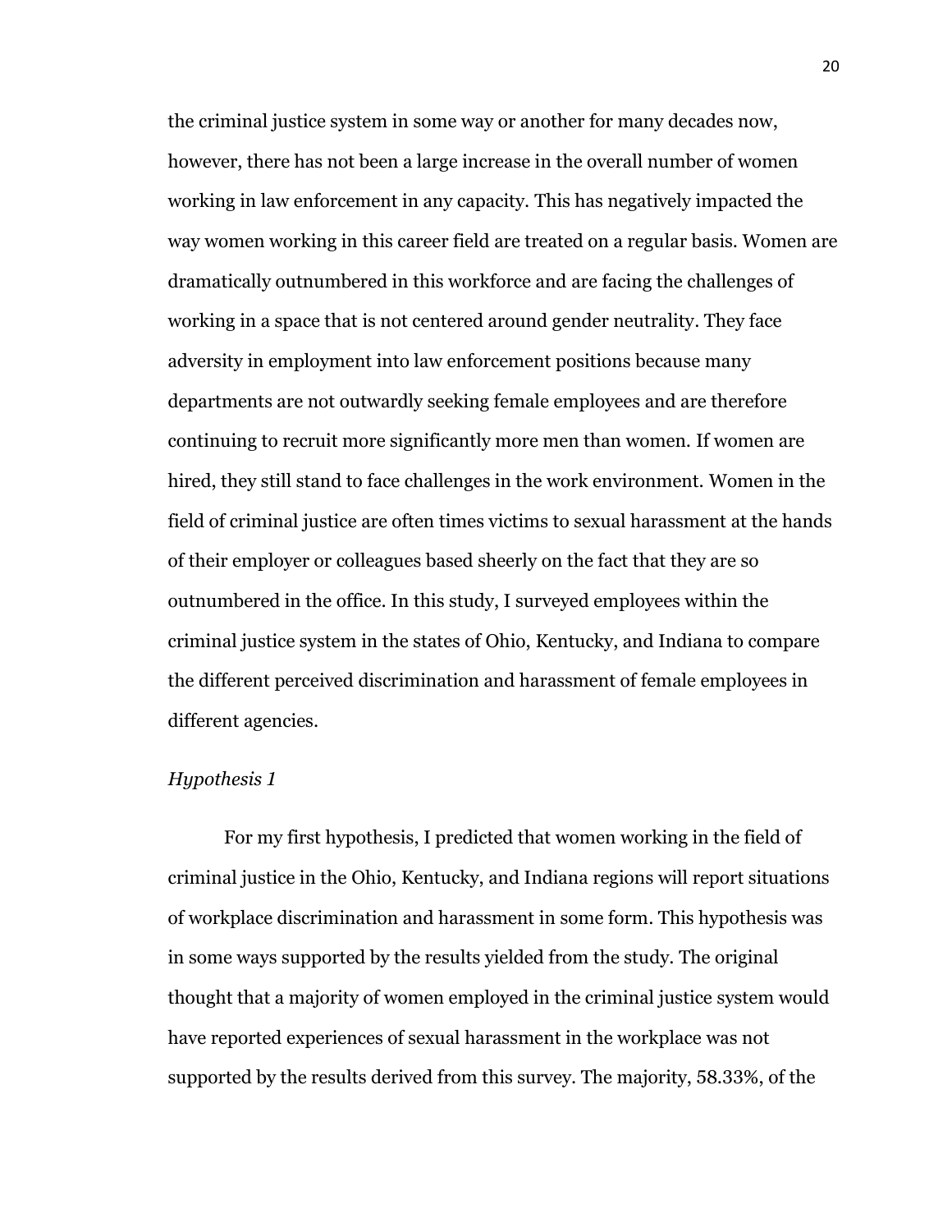the criminal justice system in some way or another for many decades now, however, there has not been a large increase in the overall number of women working in law enforcement in any capacity. This has negatively impacted the way women working in this career field are treated on a regular basis. Women are dramatically outnumbered in this workforce and are facing the challenges of working in a space that is not centered around gender neutrality. They face adversity in employment into law enforcement positions because many departments are not outwardly seeking female employees and are therefore continuing to recruit more significantly more men than women. If women are hired, they still stand to face challenges in the work environment. Women in the field of criminal justice are often times victims to sexual harassment at the hands of their employer or colleagues based sheerly on the fact that they are so outnumbered in the office. In this study, I surveyed employees within the criminal justice system in the states of Ohio, Kentucky, and Indiana to compare the different perceived discrimination and harassment of female employees in different agencies.

*Hypothesis 1*

For my first hypothesis, I predicted that women working in the field of criminal justice in the Ohio, Kentucky, and Indiana regions will report situations of workplace discrimination and harassment in some form. This hypothesis was in some ways supported by the results yielded from the study. The original thought that a majority of women employed in the criminal justice system would have reported experiences of sexual harassment in the workplace was not supported by the results derived from this survey. The majority, 58.33%, of the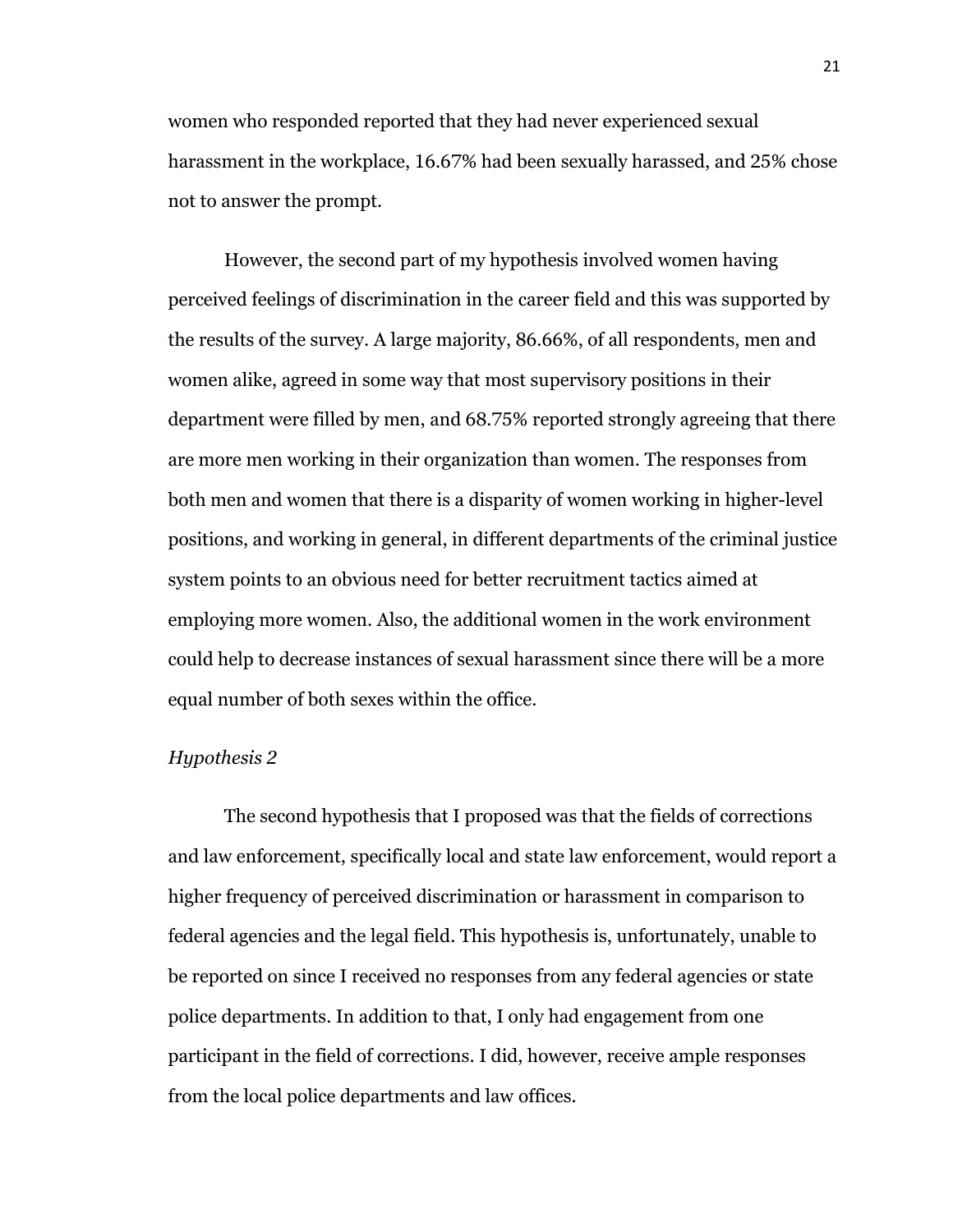women who responded reported that they had never experienced sexual harassment in the workplace, 16.67% had been sexually harassed, and 25% chose not to answer the prompt.

However, the second part of my hypothesis involved women having perceived feelings of discrimination in the career field and this was supported by the results of the survey. A large majority, 86.66%, of all respondents, men and women alike, agreed in some way that most supervisory positions in their department were filled by men, and 68.75% reported strongly agreeing that there are more men working in their organization than women. The responses from both men and women that there is a disparity of women working in higher-level positions, and working in general, in different departments of the criminal justice system points to an obvious need for better recruitment tactics aimed at employing more women. Also, the additional women in the work environment could help to decrease instances of sexual harassment since there will be a more equal number of both sexes within the office.

*Hypothesis 2*

The second hypothesis that I proposed was that the fields of corrections and law enforcement, specifically local and state law enforcement, would report a higher frequency of perceived discrimination or harassment in comparison to federal agencies and the legal field. This hypothesis is, unfortunately, unable to be reported on since I received no responses from any federal agencies or state police departments. In addition to that, I only had engagement from one participant in the field of corrections. I did, however, receive ample responses from the local police departments and law offices.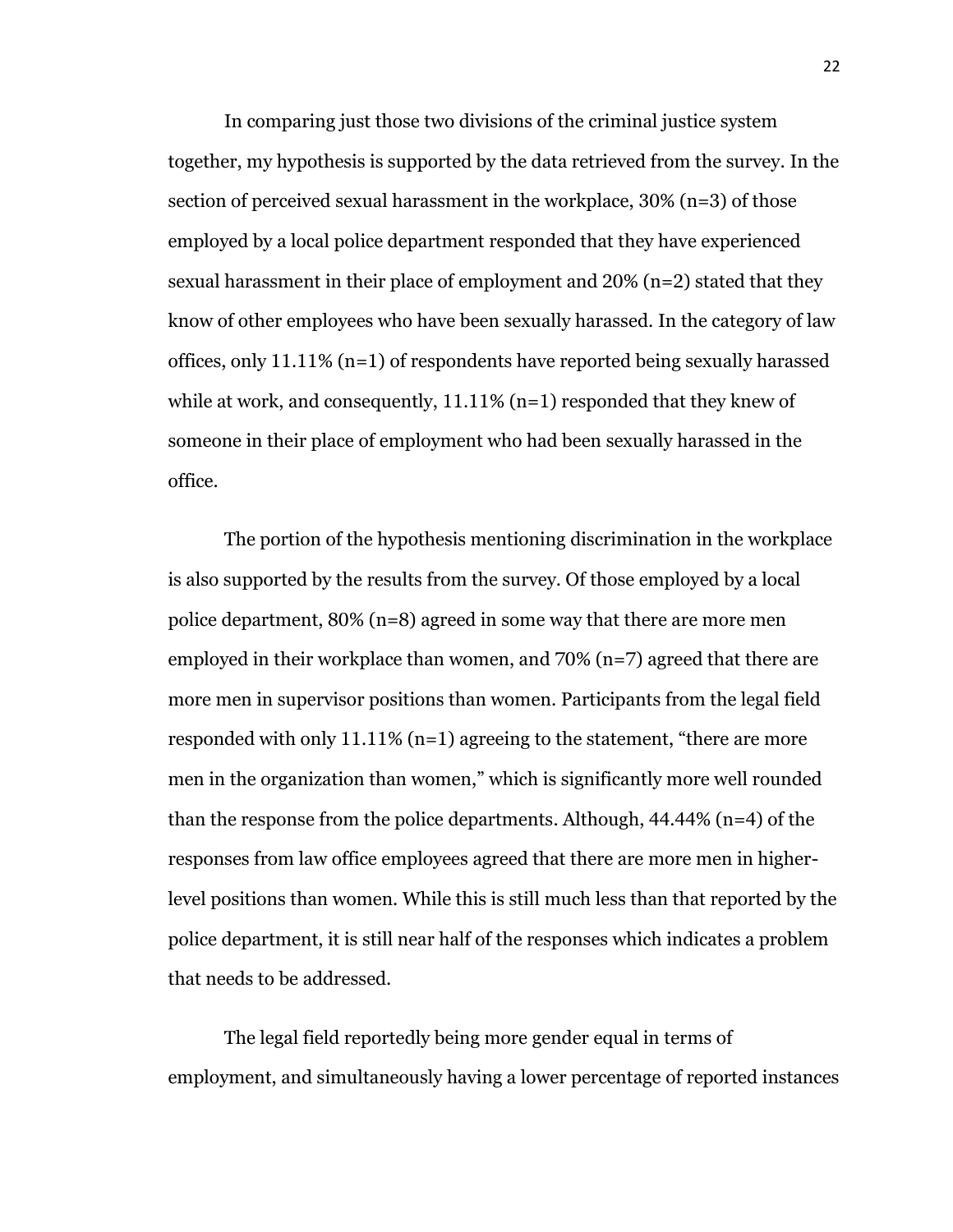In comparing just those two divisions of the criminal justice system together, my hypothesis is supported by the data retrieved from the survey. In the section of perceived sexual harassment in the workplace, 30% (n=3) of those employed by a local police department responded that they have experienced sexual harassment in their place of employment and 20% (n=2) stated that they know of other employees who have been sexually harassed. In the category of law offices, only 11.11% (n=1) of respondents have reported being sexually harassed while at work, and consequently, 11.11% (n=1) responded that they knew of someone in their place of employment who had been sexually harassed in the office.

The portion of the hypothesis mentioning discrimination in the workplace is also supported by the results from the survey. Of those employed by a local police department, 80% (n=8) agreed in some way that there are more men employed in their workplace than women, and 70% (n=7) agreed that there are more men in supervisor positions than women. Participants from the legal field responded with only 11.11% (n=1) agreeing to the statement, "there are more men in the organization than women," which is significantly more well rounded than the response from the police departments. Although, 44.44% (n=4) of the responses from law office employees agreed that there are more men in higher-level positions than women. While this is still much less than that reported by the police department, it is still near half of the responses which indicates a problem that needs to be addressed.

The legal field reportedly being more gender equal in terms of employment, and simultaneously having a lower percentage of reported instances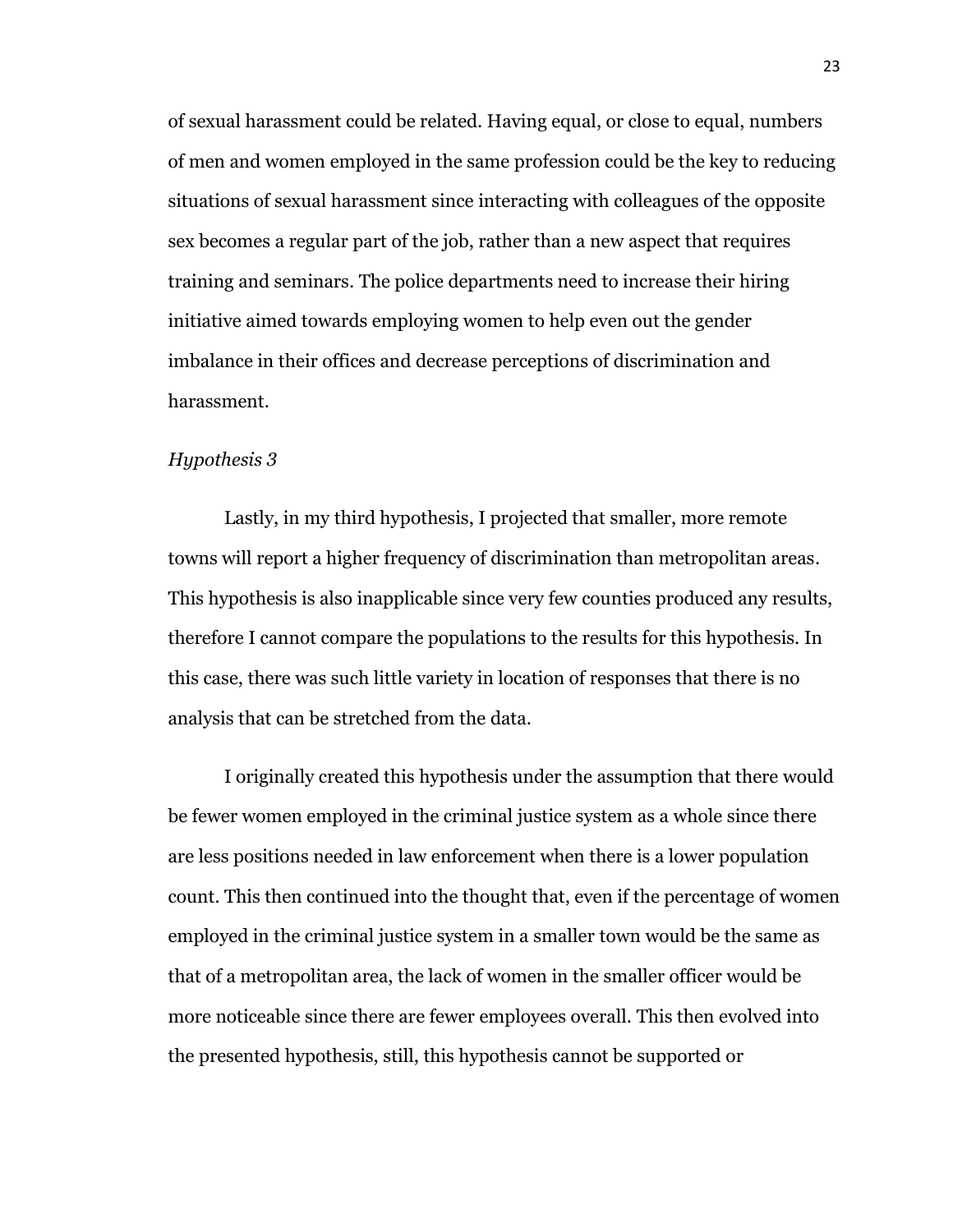of sexual harassment could be related. Having equal, or close to equal, numbers of men and women employed in the same profession could be the key to reducing situations of sexual harassment since interacting with colleagues of the opposite sex becomes a regular part of the job, rather than a new aspect that requires training and seminars. The police departments need to increase their hiring initiative aimed towards employing women to help even out the gender imbalance in their offices and decrease perceptions of discrimination and harassment.

*Hypothesis 3*

Lastly, in my third hypothesis, I projected that smaller, more remote towns will report a higher frequency of discrimination than metropolitan areas. This hypothesis is also inapplicable since very few counties produced any results, therefore I cannot compare the populations to the results for this hypothesis. In this case, there was such little variety in location of responses that there is no analysis that can be stretched from the data.

I originally created this hypothesis under the assumption that there would be fewer women employed in the criminal justice system as a whole since there are less positions needed in law enforcement when there is a lower population count. This then continued into the thought that, even if the percentage of women employed in the criminal justice system in a smaller town would be the same as that of a metropolitan area, the lack of women in the smaller officer would be more noticeable since there are fewer employees overall. This then evolved into the presented hypothesis, still, this hypothesis cannot be supported or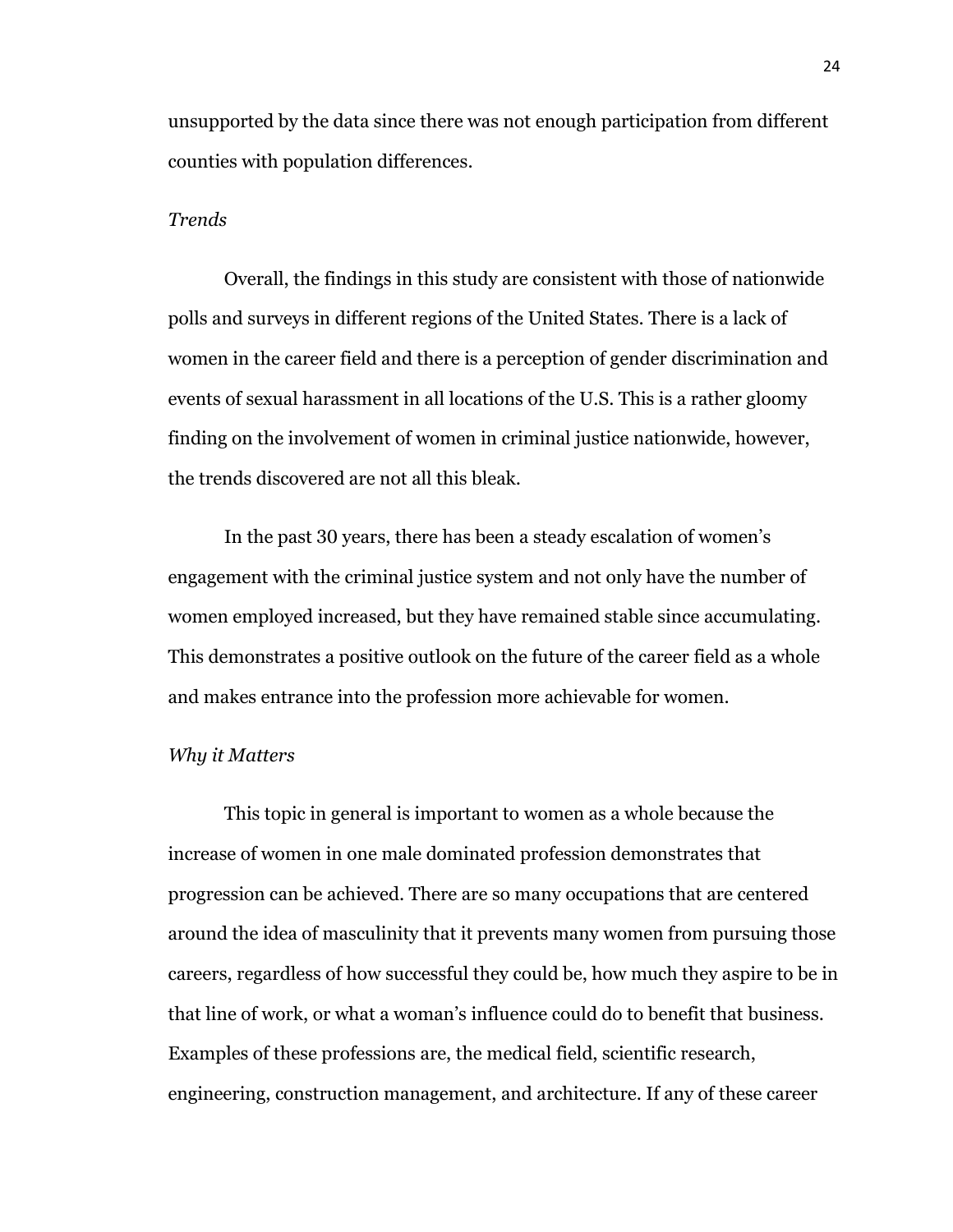unsupported by the data since there was not enough participation from different counties with population differences.

*Trends*

Overall, the findings in this study are consistent with those of nationwide polls and surveys in different regions of the United States. There is a lack of women in the career field and there is a perception of gender discrimination and events of sexual harassment in all locations of the U.S. This is a rather gloomy finding on the involvement of women in criminal justice nationwide, however, the trends discovered are not all this bleak.

In the past 30 years, there has been a steady escalation of women's engagement with the criminal justice system and not only have the number of women employed increased, but they have remained stable since accumulating. This demonstrates a positive outlook on the future of the career field as a whole and makes entrance into the profession more achievable for women.

*Why it Matters*

This topic in general is important to women as a whole because the increase of women in one male dominated profession demonstrates that progression can be achieved. There are so many occupations that are centered around the idea of masculinity that it prevents many women from pursuing those careers, regardless of how successful they could be, how much they aspire to be in that line of work, or what a woman's influence could do to benefit that business. Examples of these professions are, the medical field, scientific research, engineering, construction management, and architecture. If any of these career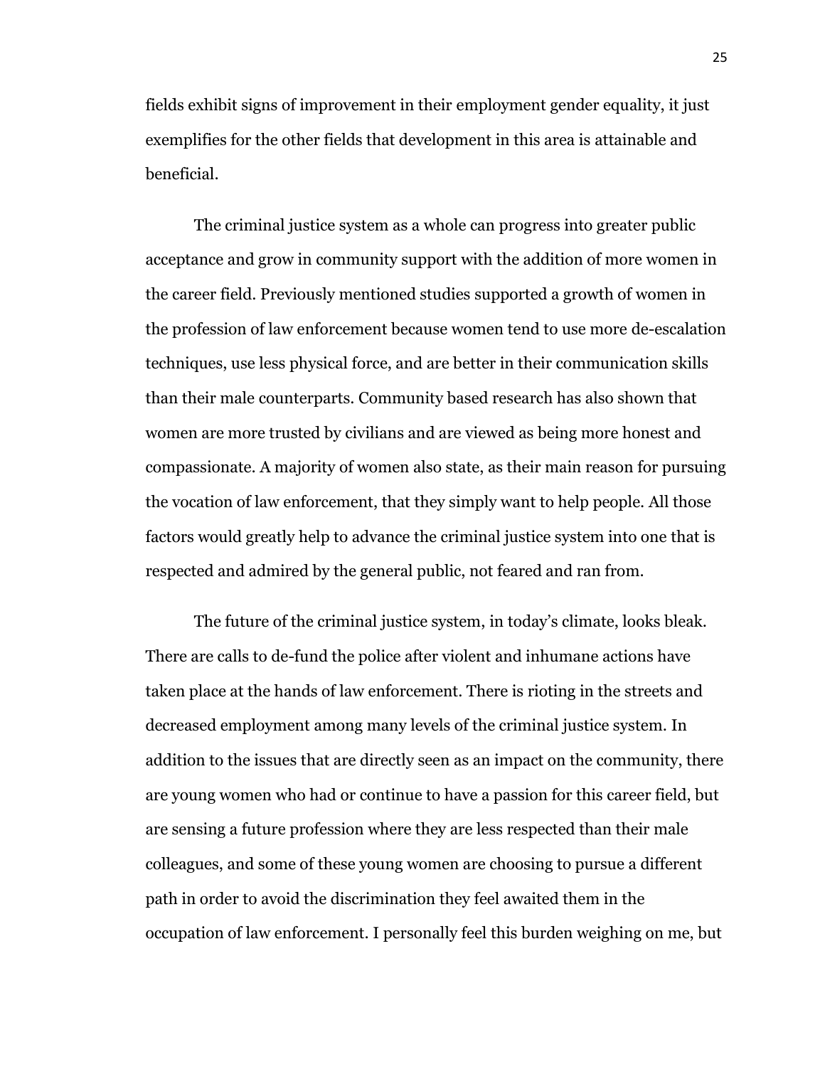fields exhibit signs of improvement in their employment gender equality, it just exemplifies for the other fields that development in this area is attainable and beneficial.

The criminal justice system as a whole can progress into greater public acceptance and grow in community support with the addition of more women in the career field. Previously mentioned studies supported a growth of women in the profession of law enforcement because women tend to use more de-escalation techniques, use less physical force, and are better in their communication skills than their male counterparts. Community based research has also shown that women are more trusted by civilians and are viewed as being more honest and compassionate. A majority of women also state, as their main reason for pursuing the vocation of law enforcement, that they simply want to help people. All those factors would greatly help to advance the criminal justice system into one that is respected and admired by the general public, not feared and ran from.

The future of the criminal justice system, in today's climate, looks bleak. There are calls to de-fund the police after violent and inhumane actions have taken place at the hands of law enforcement. There is rioting in the streets and decreased employment among many levels of the criminal justice system. In addition to the issues that are directly seen as an impact on the community, there are young women who had or continue to have a passion for this career field, but are sensing a future profession where they are less respected than their male colleagues, and some of these young women are choosing to pursue a different path in order to avoid the discrimination they feel awaited them in the occupation of law enforcement. I personally feel this burden weighing on me, but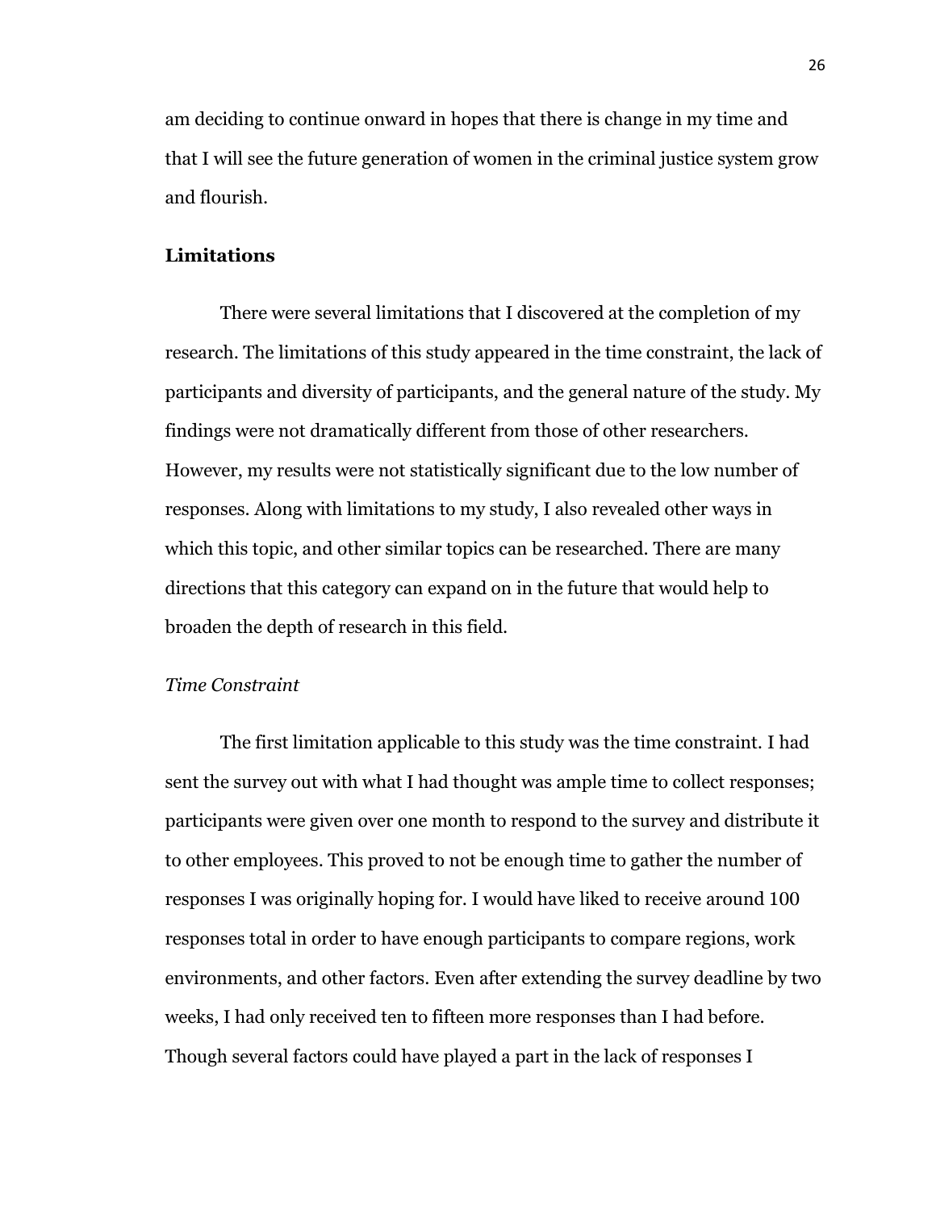am deciding to continue onward in hopes that there is change in my time and that I will see the future generation of women in the criminal justice system grow and flourish.

## Limitations

There were several limitations that I discovered at the completion of my research. The limitations of this study appeared in the time constraint, the lack of participants and diversity of participants, and the general nature of the study. My findings were not dramatically different from those of other researchers. However, my results were not statistically significant due to the low number of responses. Along with limitations to my study, I also revealed other ways in which this topic, and other similar topics can be researched. There are many directions that this category can expand on in the future that would help to broaden the depth of research in this field.

### *Time Constraint*

The first limitation applicable to this study was the time constraint. I had sent the survey out with what I had thought was ample time to collect responses; participants were given over one month to respond to the survey and distribute it to other employees. This proved to not be enough time to gather the number of responses I was originally hoping for. I would have liked to receive around 100 responses total in order to have enough participants to compare regions, work environments, and other factors. Even after extending the survey deadline by two weeks, I had only received ten to fifteen more responses than I had before. Though several factors could have played a part in the lack of responses I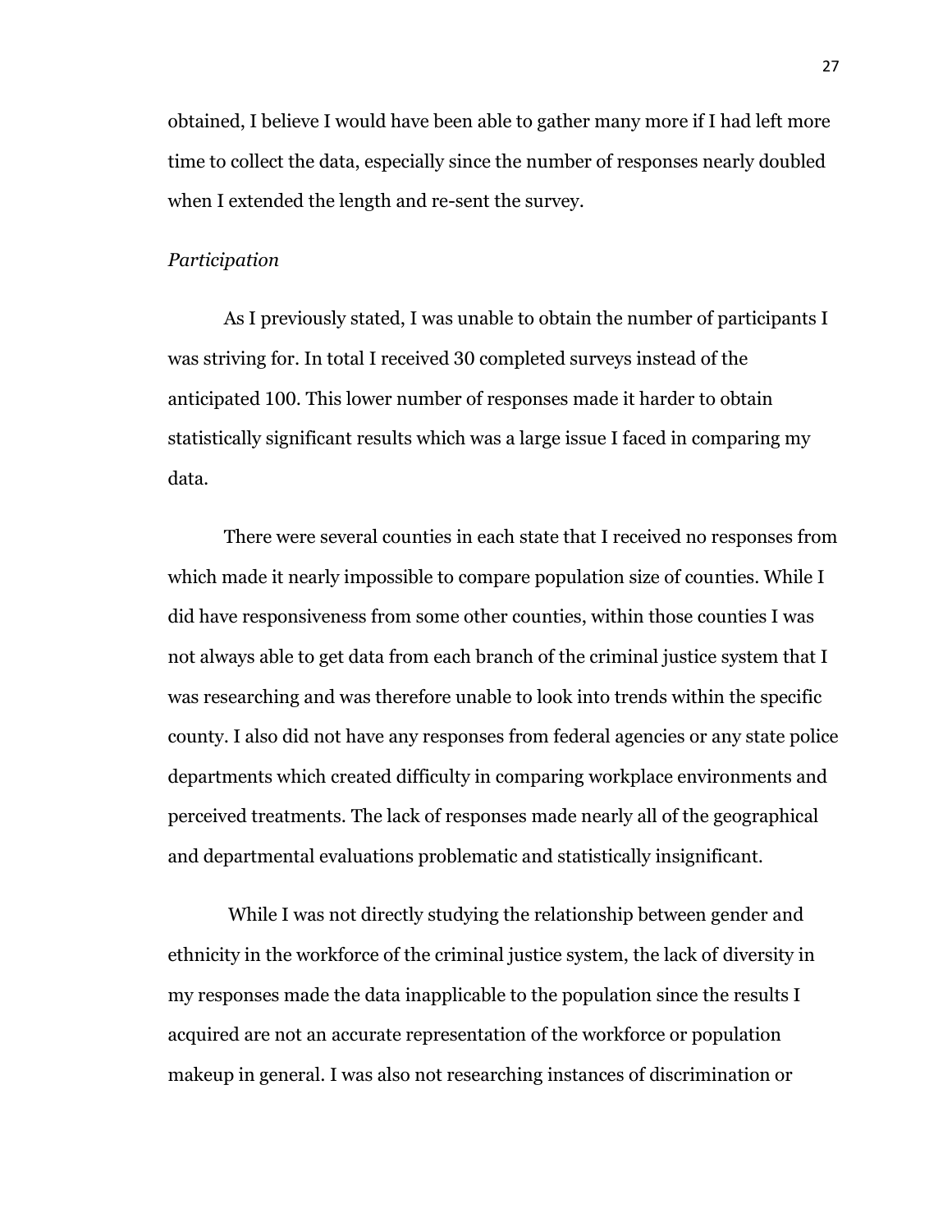obtained, I believe I would have been able to gather many more if I had left more time to collect the data, especially since the number of responses nearly doubled when I extended the length and re-sent the survey.

### *Participation*

As I previously stated, I was unable to obtain the number of participants I was striving for. In total I received 30 completed surveys instead of the anticipated 100. This lower number of responses made it harder to obtain statistically significant results which was a large issue I faced in comparing my data.

There were several counties in each state that I received no responses from which made it nearly impossible to compare population size of counties. While I did have responsiveness from some other counties, within those counties I was not always able to get data from each branch of the criminal justice system that I was researching and was therefore unable to look into trends within the specific county. I also did not have any responses from federal agencies or any state police departments which created difficulty in comparing workplace environments and perceived treatments. The lack of responses made nearly all of the geographical and departmental evaluations problematic and statistically insignificant.

While I was not directly studying the relationship between gender and ethnicity in the workforce of the criminal justice system, the lack of diversity in my responses made the data inapplicable to the population since the results I acquired are not an accurate representation of the workforce or population makeup in general. I was also not researching instances of discrimination or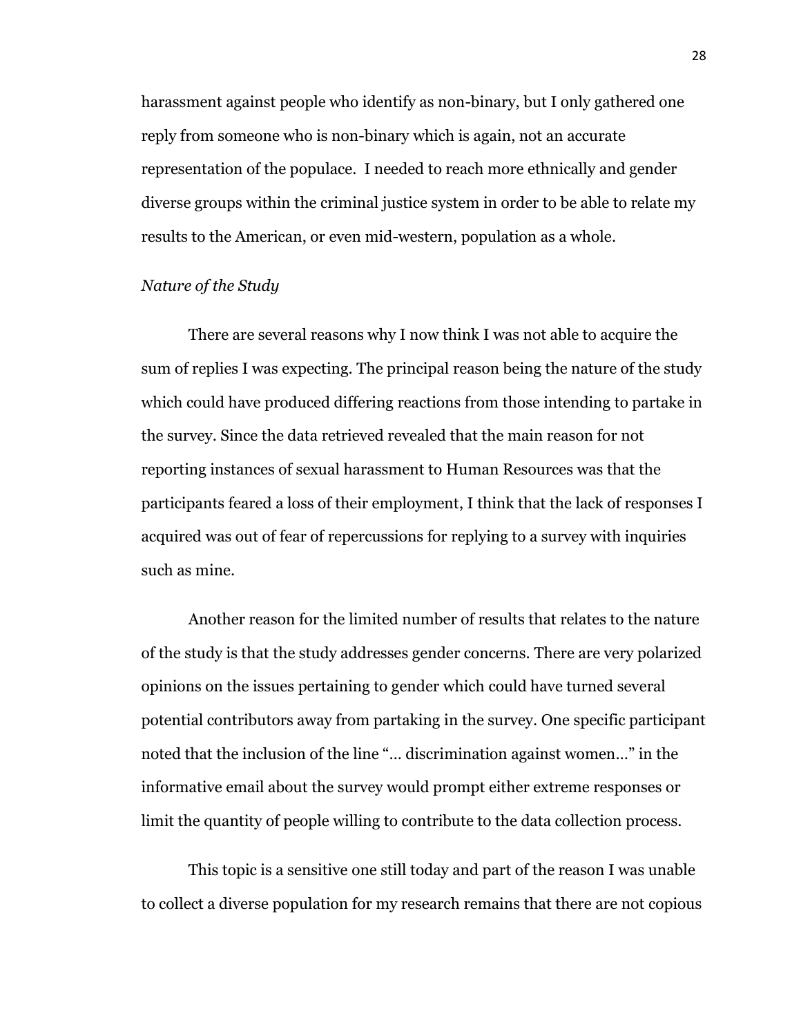harassment against people who identify as non-binary, but I only gathered one reply from someone who is non-binary which is again, not an accurate representation of the populace. I needed to reach more ethnically and gender diverse groups within the criminal justice system in order to be able to relate my results to the American, or even mid-western, population as a whole.

### *Nature of the Study*

There are several reasons why I now think I was not able to acquire the sum of replies I was expecting. The principal reason being the nature of the study which could have produced differing reactions from those intending to partake in the survey. Since the data retrieved revealed that the main reason for not reporting instances of sexual harassment to Human Resources was that the participants feared a loss of their employment, I think that the lack of responses I acquired was out of fear of repercussions for replying to a survey with inquiries such as mine.

Another reason for the limited number of results that relates to the nature of the study is that the study addresses gender concerns. There are very polarized opinions on the issues pertaining to gender which could have turned several potential contributors away from partaking in the survey. One specific participant noted that the inclusion of the line "... discrimination against women..." in the informative email about the survey would prompt either extreme responses or limit the quantity of people willing to contribute to the data collection process.

This topic is a sensitive one still today and part of the reason I was unable to collect a diverse population for my research remains that there are not copious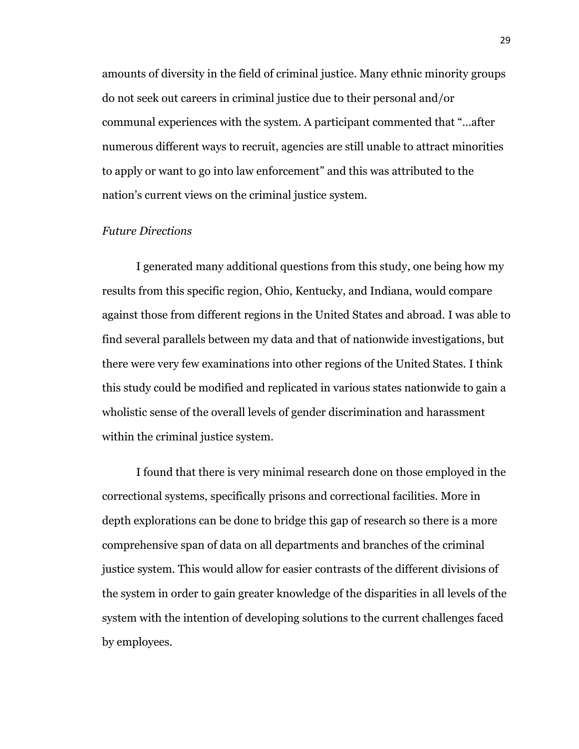amounts of diversity in the field of criminal justice. Many ethnic minority groups do not seek out careers in criminal justice due to their personal and/or communal experiences with the system. A participant commented that "…after numerous different ways to recruit, agencies are still unable to attract minorities to apply or want to go into law enforcement" and this was attributed to the nation's current views on the criminal justice system.

*Future Directions*

I generated many additional questions from this study, one being how my results from this specific region, Ohio, Kentucky, and Indiana, would compare against those from different regions in the United States and abroad. I was able to find several parallels between my data and that of nationwide investigations, but there were very few examinations into other regions of the United States. I think this study could be modified and replicated in various states nationwide to gain a wholistic sense of the overall levels of gender discrimination and harassment within the criminal justice system.

I found that there is very minimal research done on those employed in the correctional systems, specifically prisons and correctional facilities. More in depth explorations can be done to bridge this gap of research so there is a more comprehensive span of data on all departments and branches of the criminal justice system. This would allow for easier contrasts of the different divisions of the system in order to gain greater knowledge of the disparities in all levels of the system with the intention of developing solutions to the current challenges faced by employees.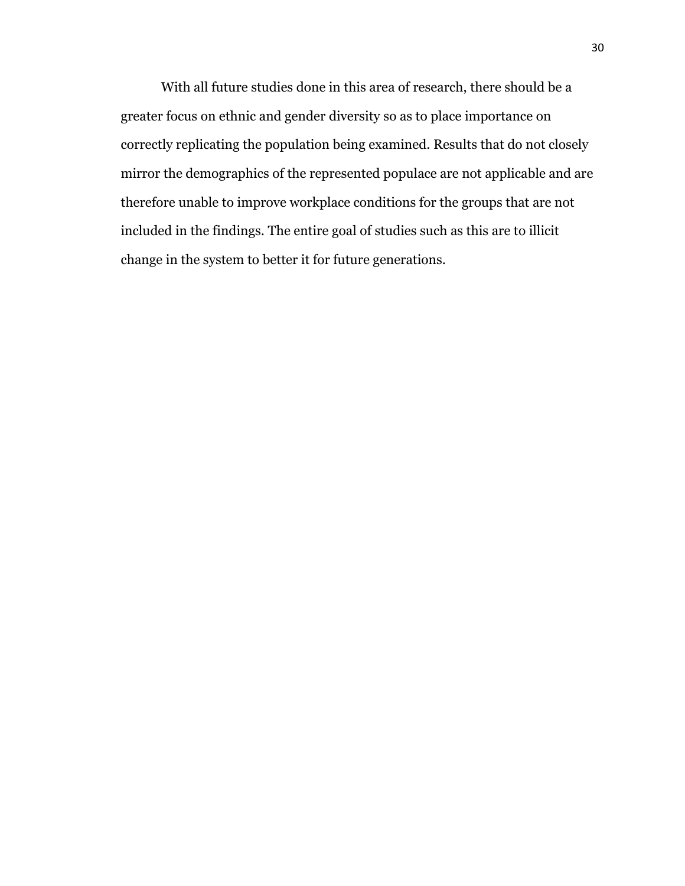With all future studies done in this area of research, there should be a greater focus on ethnic and gender diversity so as to place importance on correctly replicating the population being examined. Results that do not closely mirror the demographics of the represented populace are not applicable and are therefore unable to improve workplace conditions for the groups that are not included in the findings. The entire goal of studies such as this are to illicit change in the system to better it for future generations.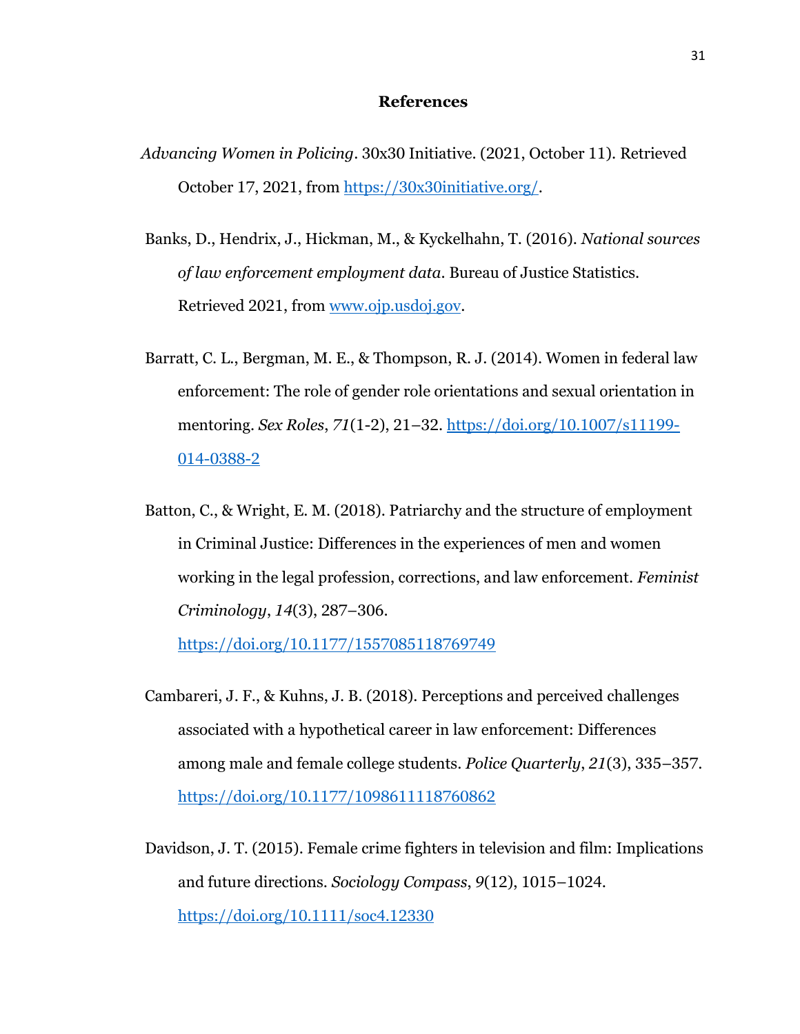## References

*Advancing Women in Policing*. 30x30 Initiative. (2021, October 11). Retrieved October 17, 2021, from https://30x30initiative.org/.

Banks, D., Hendrix, J., Hickman, M., & Kyckelhahn, T. (2016). *National sources of law enforcement employment data*. Bureau of Justice Statistics. Retrieved 2021, from www.ojp.usdoj.gov.

Barratt, C. L., Bergman, M. E., & Thompson, R. J. (2014). Women in federal law enforcement: The role of gender role orientations and sexual orientation in mentoring. *Sex Roles*, *71*(1-2), 21–32. https://doi.org/10.1007/s11199-014-0388-2

Batton, C., & Wright, E. M. (2018). Patriarchy and the structure of employment in Criminal Justice: Differences in the experiences of men and women working in the legal profession, corrections, and law enforcement. *Feminist Criminology*, *14*(3), 287–306. https://doi.org/10.1177/1557085118769749

Cambareri, J. F., & Kuhns, J. B. (2018). Perceptions and perceived challenges associated with a hypothetical career in law enforcement: Differences among male and female college students. *Police Quarterly*, *21*(3), 335–357. https://doi.org/10.1177/1098611118760862

Davidson, J. T. (2015). Female crime fighters in television and film: Implications and future directions. *Sociology Compass*, *9*(12), 1015–1024. https://doi.org/10.1111/soc4.12330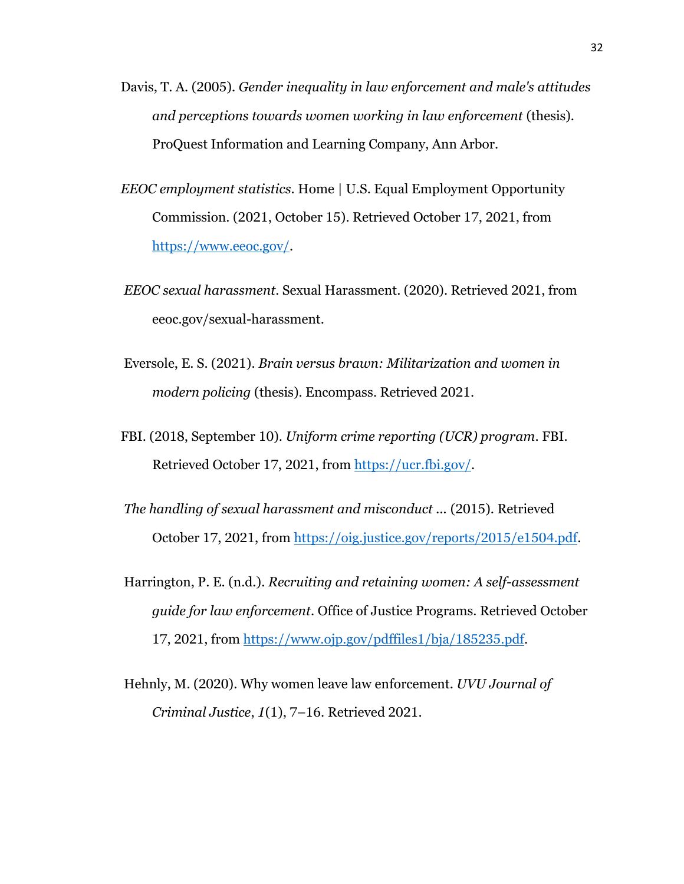Davis, T. A. (2005). *Gender inequality in law enforcement and male's attitudes and perceptions towards women working in law enforcement* (thesis). ProQuest Information and Learning Company, Ann Arbor.

*EEOC employment statistics*. Home | U.S. Equal Employment Opportunity Commission. (2021, October 15). Retrieved October 17, 2021, from https://www.eeoc.gov/.

*EEOC sexual harassment*. Sexual Harassment. (2020). Retrieved 2021, from eeoc.gov/sexual-harassment.

Eversole, E. S. (2021). *Brain versus brawn: Militarization and women in modern policing* (thesis). Encompass. Retrieved 2021.

FBI. (2018, September 10). *Uniform crime reporting (UCR) program*. FBI. Retrieved October 17, 2021, from https://ucr.fbi.gov/.

*The handling of sexual harassment and misconduct ...* (2015). Retrieved October 17, 2021, from https://oig.justice.gov/reports/2015/e1504.pdf.

Harrington, P. E. (n.d.). *Recruiting and retaining women: A self-assessment guide for law enforcement*. Office of Justice Programs. Retrieved October 17, 2021, from https://www.ojp.gov/pdffiles1/bja/185235.pdf.

Hehnly, M. (2020). Why women leave law enforcement. *UVU Journal of Criminal Justice*, *1*(1), 7–16. Retrieved 2021.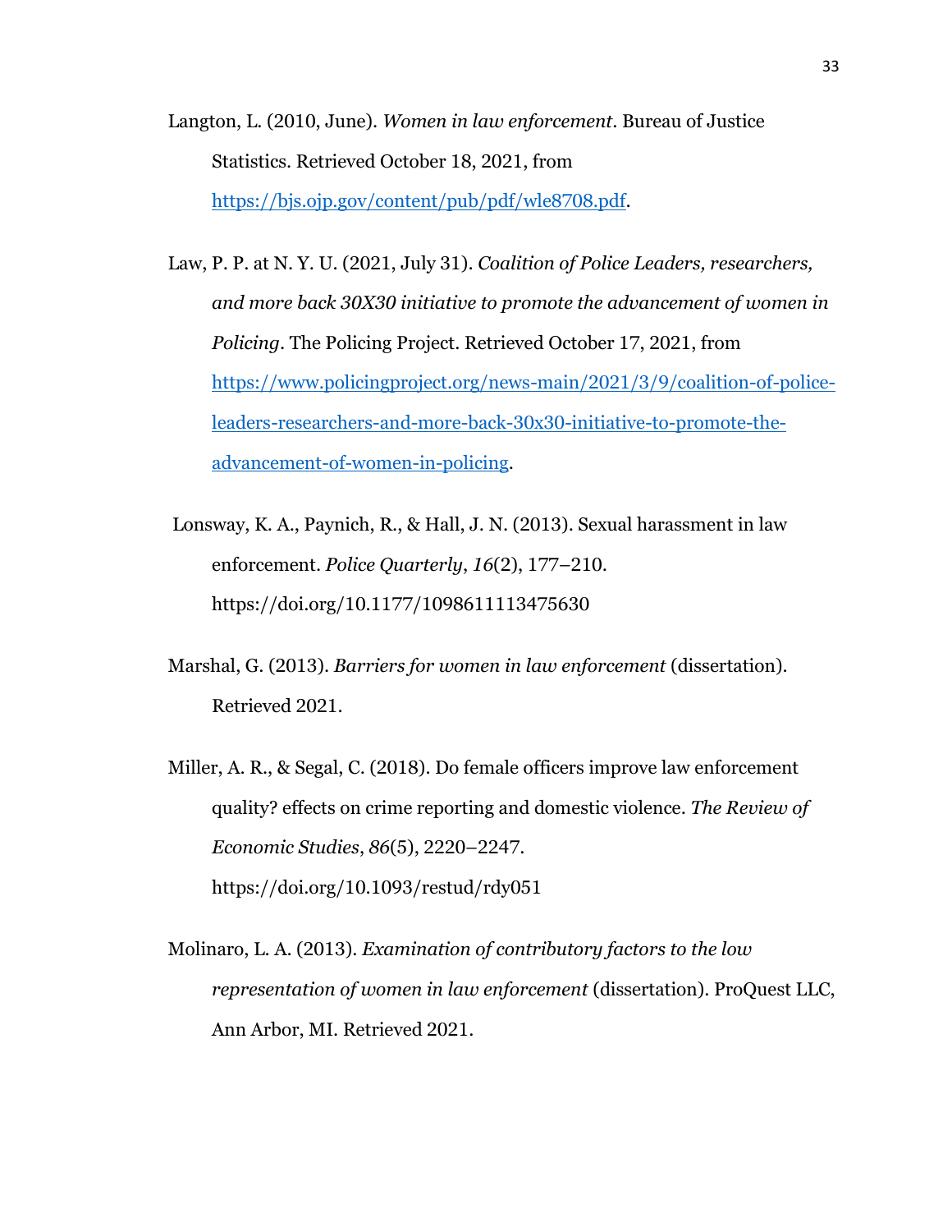Langton, L. (2010, June). *Women in law enforcement*. Bureau of Justice Statistics. Retrieved October 18, 2021, from https://bjs.ojp.gov/content/pub/pdf/wle8708.pdf.

Law, P. P. at N. Y. U. (2021, July 31). *Coalition of Police Leaders, researchers, and more back 30X30 initiative to promote the advancement of women in Policing*. The Policing Project. Retrieved October 17, 2021, from https://www.policingproject.org/news-main/2021/3/9/coalition-of-police-leaders-researchers-and-more-back-30x30-initiative-to-promote-the-advancement-of-women-in-policing.

Lonsway, K. A., Paynich, R., & Hall, J. N. (2013). Sexual harassment in law enforcement. *Police Quarterly*, *16*(2), 177–210. https://doi.org/10.1177/1098611113475630

Marshal, G. (2013). *Barriers for women in law enforcement* (dissertation). Retrieved 2021.

Miller, A. R., & Segal, C. (2018). Do female officers improve law enforcement quality? effects on crime reporting and domestic violence. *The Review of Economic Studies*, *86*(5), 2220–2247. https://doi.org/10.1093/restud/rdy051

Molinaro, L. A. (2013). *Examination of contributory factors to the low representation of women in law enforcement* (dissertation). ProQuest LLC, Ann Arbor, MI. Retrieved 2021.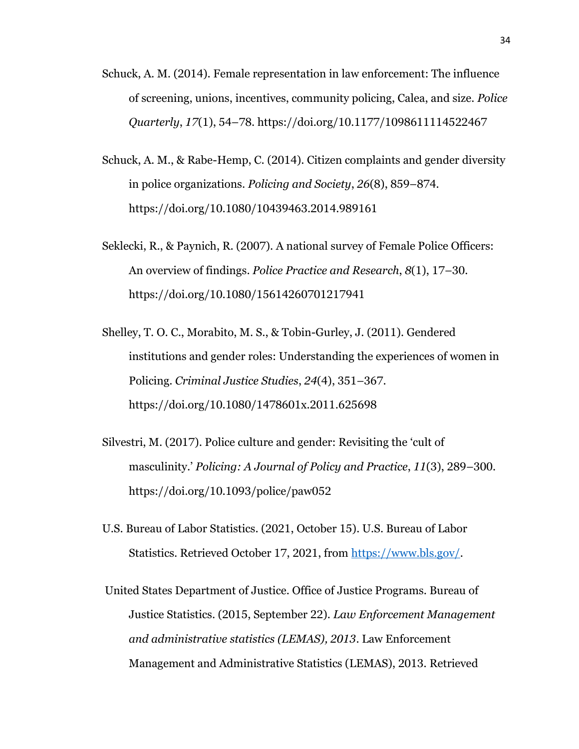Schuck, A. M. (2014). Female representation in law enforcement: The influence of screening, unions, incentives, community policing, Calea, and size. *Police Quarterly*, *17*(1), 54–78. https://doi.org/10.1177/1098611114522467

Schuck, A. M., & Rabe-Hemp, C. (2014). Citizen complaints and gender diversity in police organizations. *Policing and Society*, *26*(8), 859–874. https://doi.org/10.1080/10439463.2014.989161

Seklecki, R., & Paynich, R. (2007). A national survey of Female Police Officers: An overview of findings. *Police Practice and Research*, *8*(1), 17–30. https://doi.org/10.1080/15614260701217941

Shelley, T. O. C., Morabito, M. S., & Tobin-Gurley, J. (2011). Gendered institutions and gender roles: Understanding the experiences of women in Policing. *Criminal Justice Studies*, *24*(4), 351–367. https://doi.org/10.1080/1478601x.2011.625698

Silvestri, M. (2017). Police culture and gender: Revisiting the 'cult of masculinity.' *Policing: A Journal of Policy and Practice*, *11*(3), 289–300. https://doi.org/10.1093/police/paw052

U.S. Bureau of Labor Statistics. (2021, October 15). U.S. Bureau of Labor Statistics. Retrieved October 17, 2021, from https://www.bls.gov/.

United States Department of Justice. Office of Justice Programs. Bureau of Justice Statistics. (2015, September 22). *Law Enforcement Management and administrative statistics (LEMAS), 2013*. Law Enforcement Management and Administrative Statistics (LEMAS), 2013. Retrieved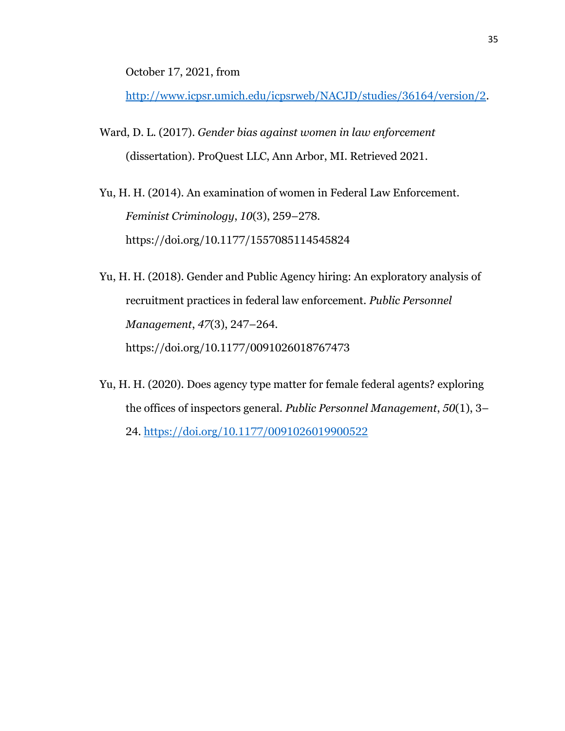October 17, 2021, from http://www.icpsr.umich.edu/icpsrweb/NACJD/studies/36164/version/2.

Ward, D. L. (2017). *Gender bias against women in law enforcement* (dissertation). ProQuest LLC, Ann Arbor, MI. Retrieved 2021.

Yu, H. H. (2014). An examination of women in Federal Law Enforcement. *Feminist Criminology*, *10*(3), 259–278. https://doi.org/10.1177/1557085114545824

Yu, H. H. (2018). Gender and Public Agency hiring: An exploratory analysis of recruitment practices in federal law enforcement. *Public Personnel Management*, *47*(3), 247–264. https://doi.org/10.1177/0091026018767473

Yu, H. H. (2020). Does agency type matter for female federal agents? exploring the offices of inspectors general. *Public Personnel Management*, *50*(1), 3–24. https://doi.org/10.1177/0091026019900522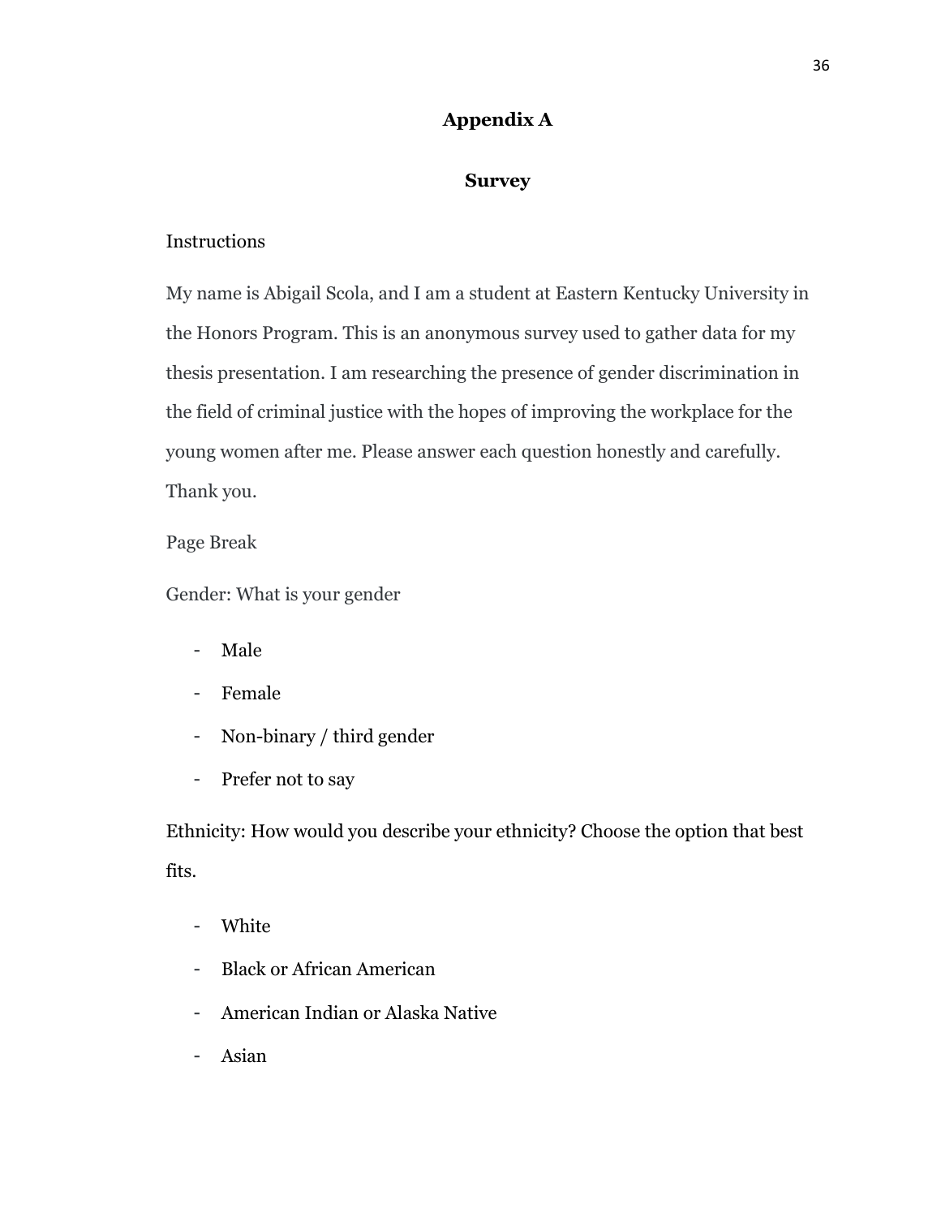# Appendix A

## Survey

Instructions

My name is Abigail Scola, and I am a student at Eastern Kentucky University in the Honors Program. This is an anonymous survey used to gather data for my thesis presentation. I am researching the presence of gender discrimination in the field of criminal justice with the hopes of improving the workplace for the young women after me. Please answer each question honestly and carefully. Thank you.

Page Break

Gender: What is your gender

- Male
- Female
- Non-binary / third gender
- Prefer not to say

Ethnicity: How would you describe your ethnicity? Choose the option that best fits.

- White
- Black or African American
- American Indian or Alaska Native
- Asian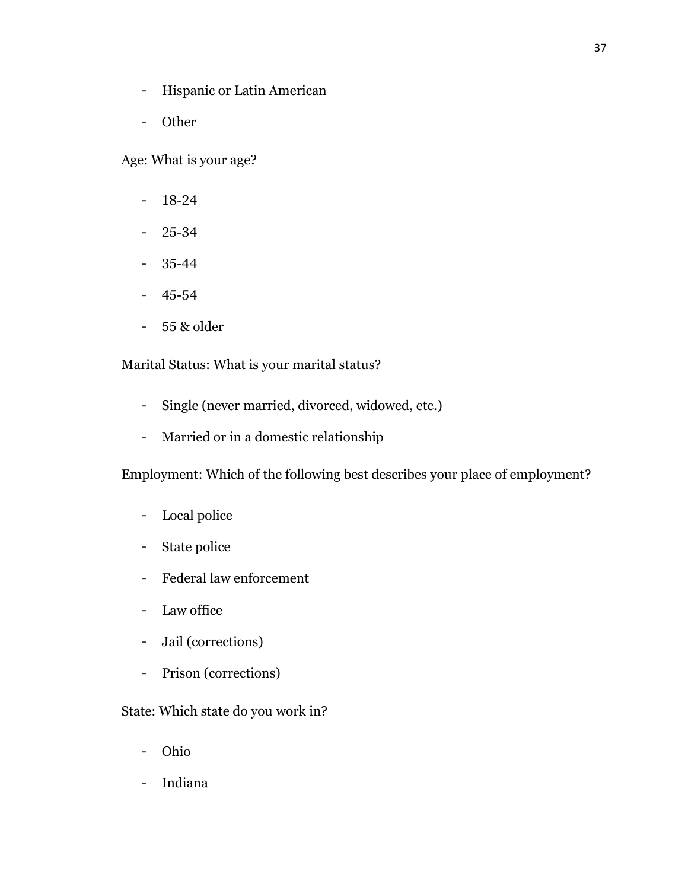- Hispanic or Latin American
- Other

Age: What is your age?

- 18-24
- 25-34
- 35-44
- 45-54
- 55 & older

Marital Status: What is your marital status?

- Single (never married, divorced, widowed, etc.)
- Married or in a domestic relationship

Employment: Which of the following best describes your place of employment?

- Local police
- State police
- Federal law enforcement
- Law office
- Jail (corrections)
- Prison (corrections)

State: Which state do you work in?

- Ohio
- Indiana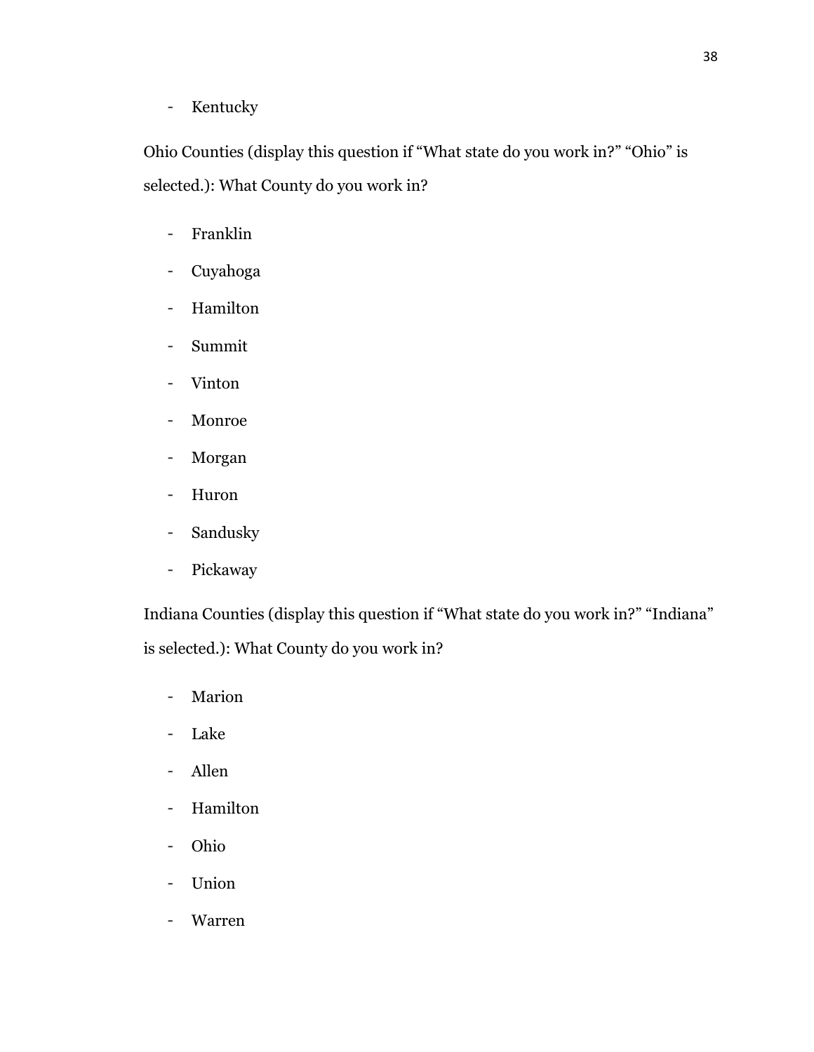- Kentucky

Ohio Counties (display this question if "What state do you work in?" "Ohio" is selected.): What County do you work in?

- Franklin
- Cuyahoga
- Hamilton
- Summit
- Vinton
- Monroe
- Morgan
- Huron
- Sandusky
- Pickaway

Indiana Counties (display this question if "What state do you work in?" "Indiana" is selected.): What County do you work in?

- Marion
- Lake
- Allen
- Hamilton
- Ohio
- Union
- Warren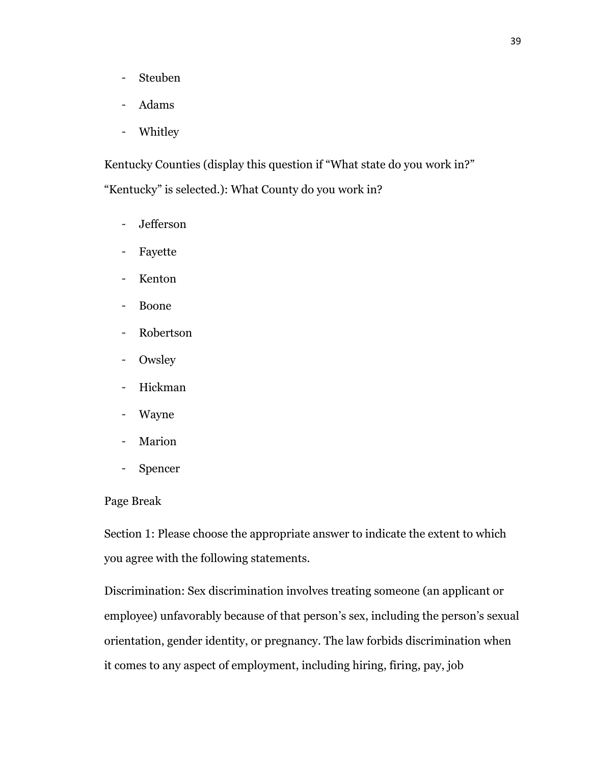- Steuben
- Adams
- Whitley

Kentucky Counties (display this question if “What state do you work in?” “Kentucky” is selected.): What County do you work in?

- Jefferson
- Fayette
- Kenton
- Boone
- Robertson
- Owsley
- Hickman
- Wayne
- Marion
- Spencer

Page Break

Section 1: Please choose the appropriate answer to indicate the extent to which you agree with the following statements.

Discrimination: Sex discrimination involves treating someone (an applicant or employee) unfavorably because of that person’s sex, including the person’s sexual orientation, gender identity, or pregnancy. The law forbids discrimination when it comes to any aspect of employment, including hiring, firing, pay, job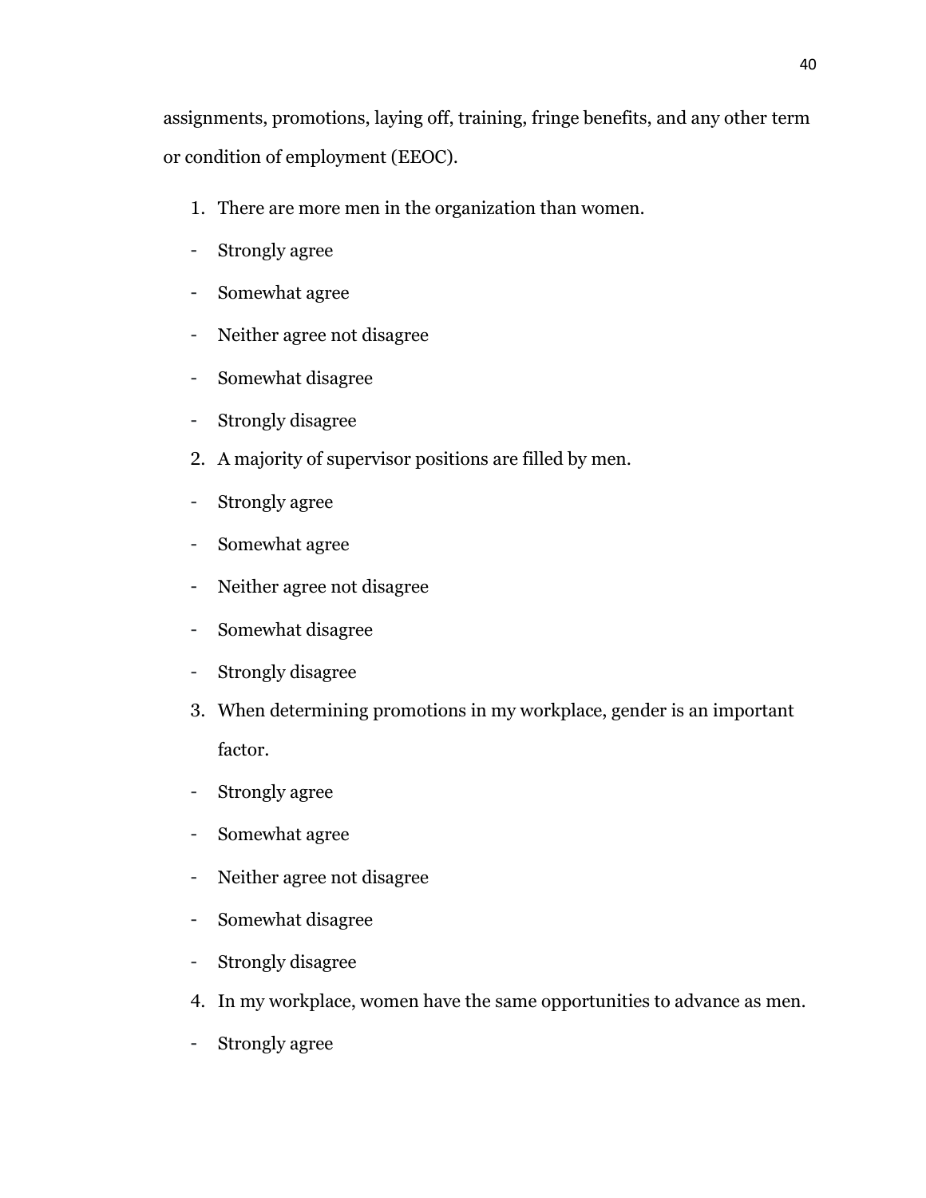assignments, promotions, laying off, training, fringe benefits, and any other term or condition of employment (EEOC).

1. There are more men in the organization than women.

- Strongly agree
- Somewhat agree
- Neither agree not disagree
- Somewhat disagree
- Strongly disagree

2. A majority of supervisor positions are filled by men.

- Strongly agree
- Somewhat agree
- Neither agree not disagree
- Somewhat disagree
- Strongly disagree

3. When determining promotions in my workplace, gender is an important factor.

- Strongly agree
- Somewhat agree
- Neither agree not disagree
- Somewhat disagree
- Strongly disagree

4. In my workplace, women have the same opportunities to advance as men.

- Strongly agree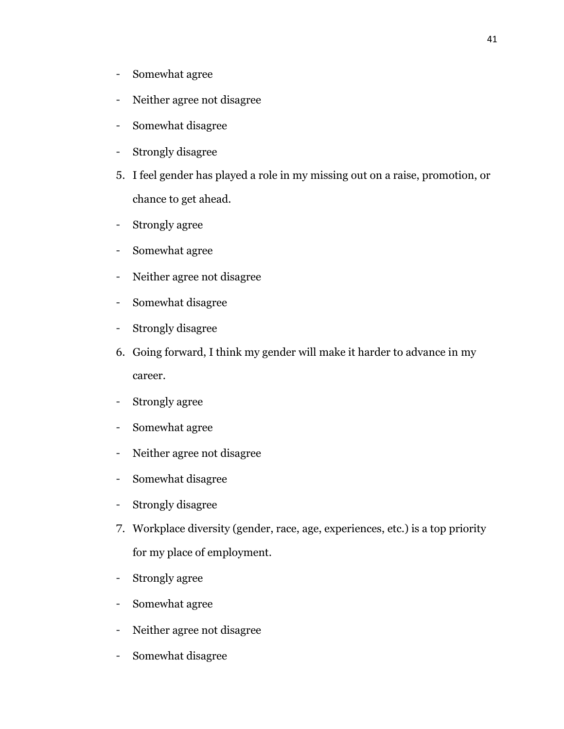- Somewhat agree
- Neither agree not disagree
- Somewhat disagree
- Strongly disagree

5. I feel gender has played a role in my missing out on a raise, promotion, or chance to get ahead.

- Strongly agree
- Somewhat agree
- Neither agree not disagree
- Somewhat disagree
- Strongly disagree

6. Going forward, I think my gender will make it harder to advance in my career.

- Strongly agree
- Somewhat agree
- Neither agree not disagree
- Somewhat disagree
- Strongly disagree

7. Workplace diversity (gender, race, age, experiences, etc.) is a top priority for my place of employment.

- Strongly agree
- Somewhat agree
- Neither agree not disagree
- Somewhat disagree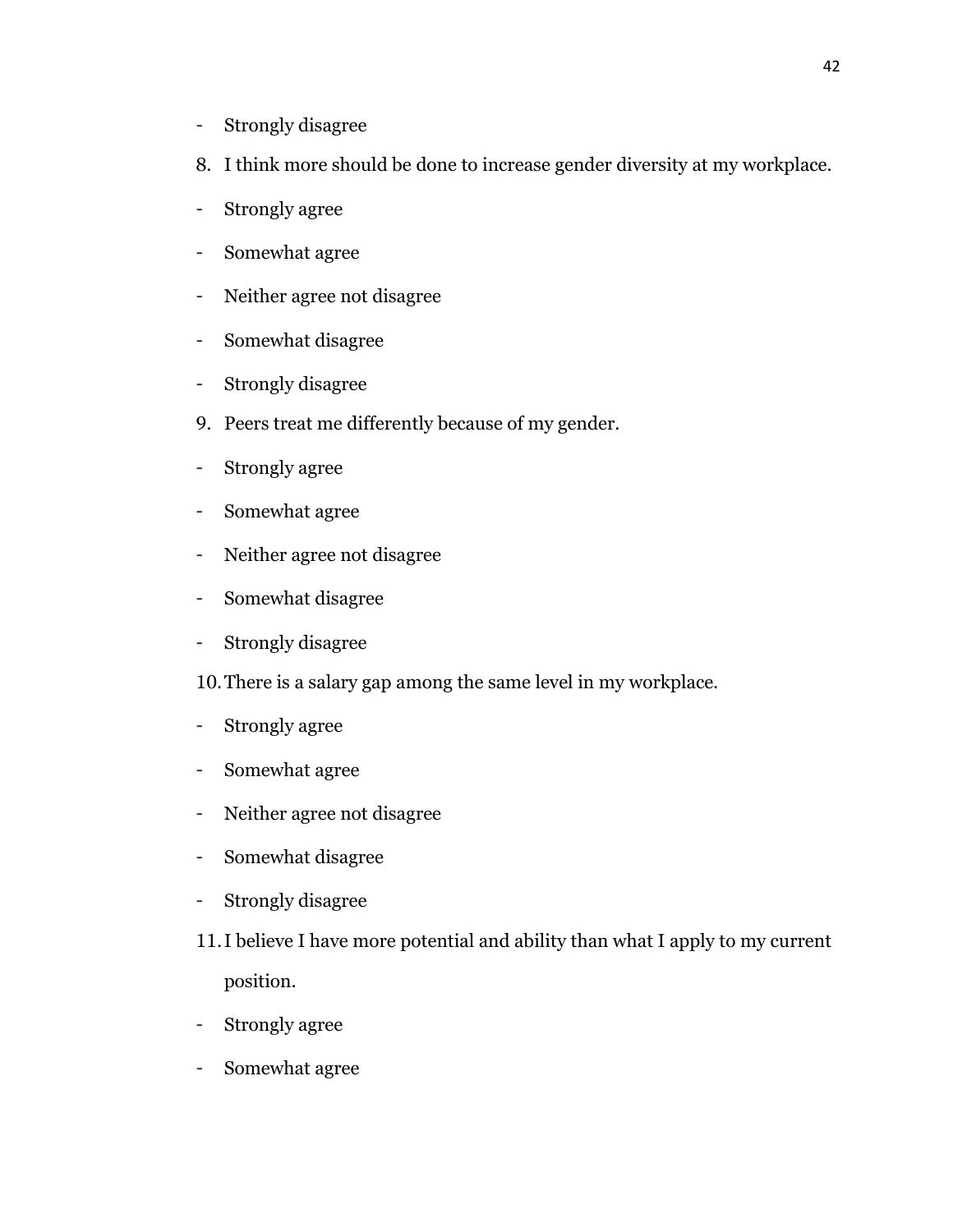- Strongly disagree

8. I think more should be done to increase gender diversity at my workplace.

- Strongly agree
- Somewhat agree
- Neither agree not disagree
- Somewhat disagree
- Strongly disagree

9. Peers treat me differently because of my gender.

- Strongly agree
- Somewhat agree
- Neither agree not disagree
- Somewhat disagree
- Strongly disagree

10. There is a salary gap among the same level in my workplace.

- Strongly agree
- Somewhat agree
- Neither agree not disagree
- Somewhat disagree
- Strongly disagree

11. I believe I have more potential and ability than what I apply to my current position.

- Strongly agree
- Somewhat agree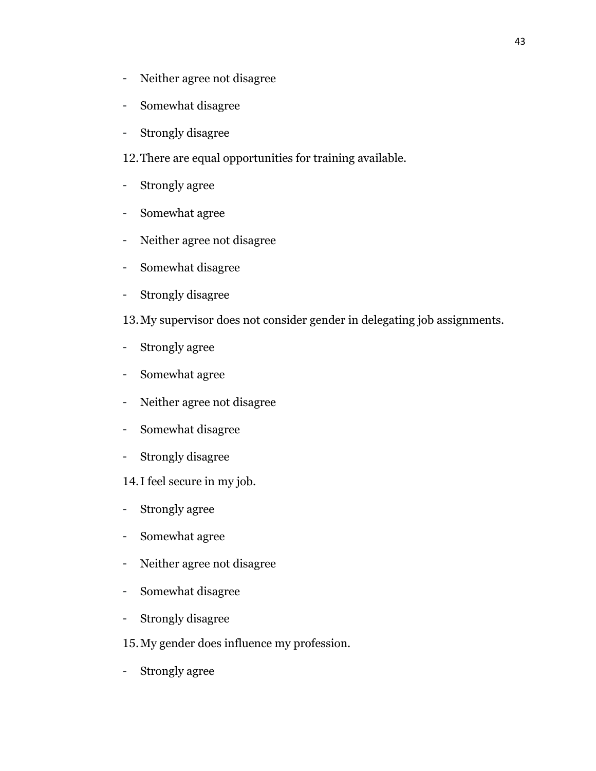- Neither agree not disagree
- Somewhat disagree
- Strongly disagree

12. There are equal opportunities for training available.

- Strongly agree
- Somewhat agree
- Neither agree not disagree
- Somewhat disagree
- Strongly disagree

13. My supervisor does not consider gender in delegating job assignments.

- Strongly agree
- Somewhat agree
- Neither agree not disagree
- Somewhat disagree
- Strongly disagree

14. I feel secure in my job.

- Strongly agree
- Somewhat agree
- Neither agree not disagree
- Somewhat disagree
- Strongly disagree

15. My gender does influence my profession.

- Strongly agree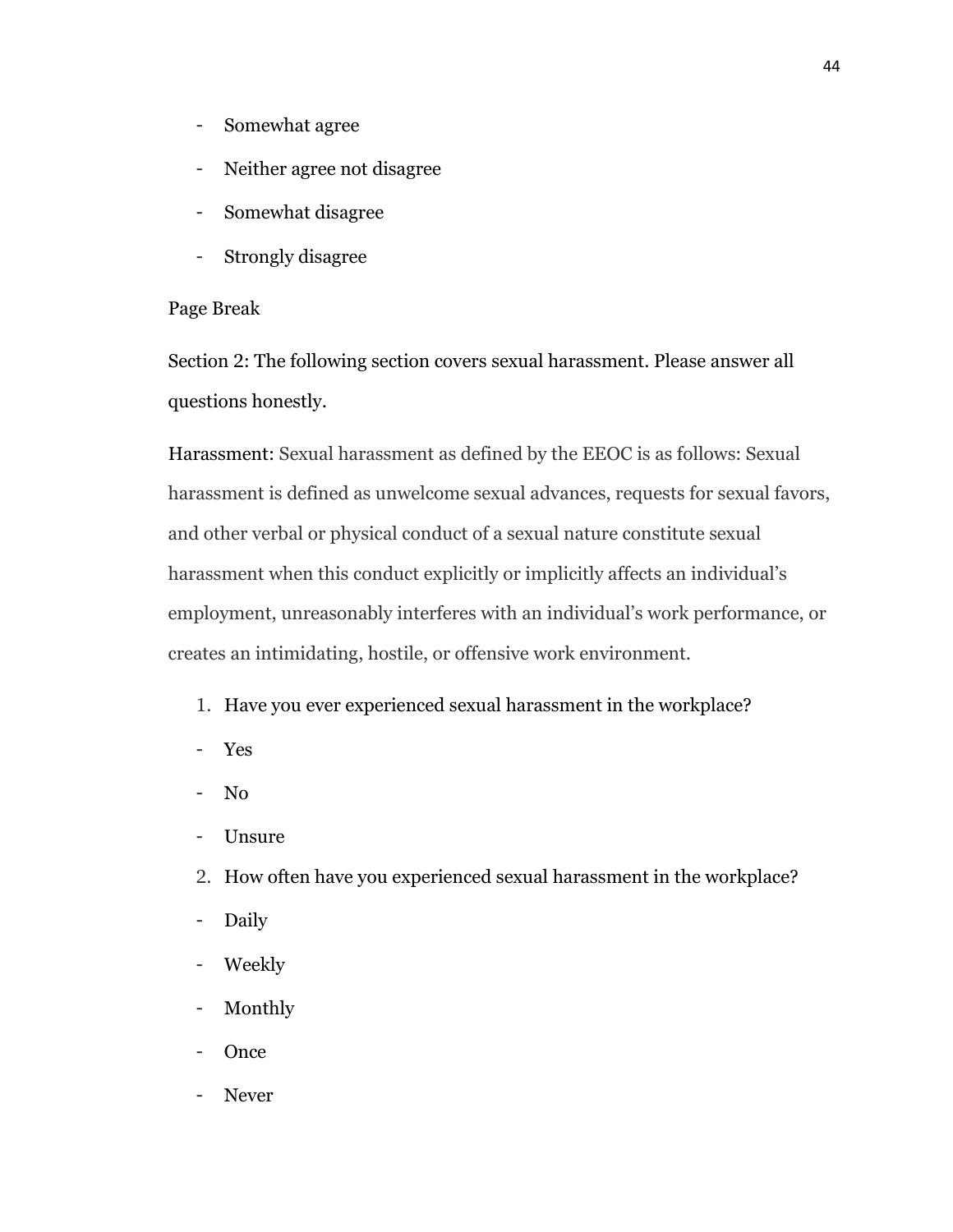- Somewhat agree
- Neither agree not disagree
- Somewhat disagree
- Strongly disagree

Page Break

Section 2: The following section covers sexual harassment. Please answer all questions honestly.

Harassment: Sexual harassment as defined by the EEOC is as follows: Sexual harassment is defined as unwelcome sexual advances, requests for sexual favors, and other verbal or physical conduct of a sexual nature constitute sexual harassment when this conduct explicitly or implicitly affects an individual's employment, unreasonably interferes with an individual's work performance, or creates an intimidating, hostile, or offensive work environment.

1. Have you ever experienced sexual harassment in the workplace?

- Yes
- No
- Unsure

2. How often have you experienced sexual harassment in the workplace?

- Daily
- Weekly
- Monthly
- Once
- Never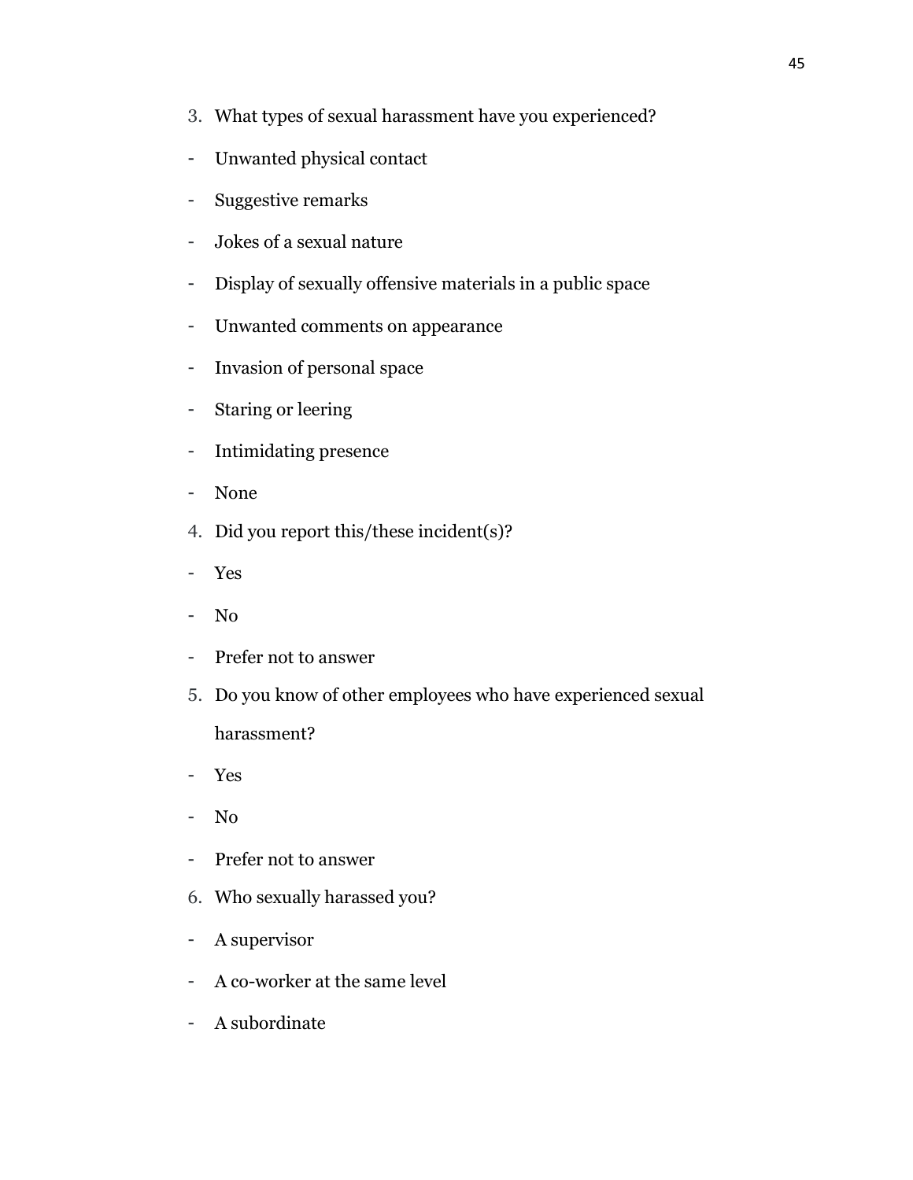3. What types of sexual harassment have you experienced?

- Unwanted physical contact
- Suggestive remarks
- Jokes of a sexual nature
- Display of sexually offensive materials in a public space
- Unwanted comments on appearance
- Invasion of personal space
- Staring or leering
- Intimidating presence
- None

4. Did you report this/these incident(s)?

- Yes
- No
- Prefer not to answer

5. Do you know of other employees who have experienced sexual harassment?

- Yes
- No
- Prefer not to answer

6. Who sexually harassed you?

- A supervisor
- A co-worker at the same level
- A subordinate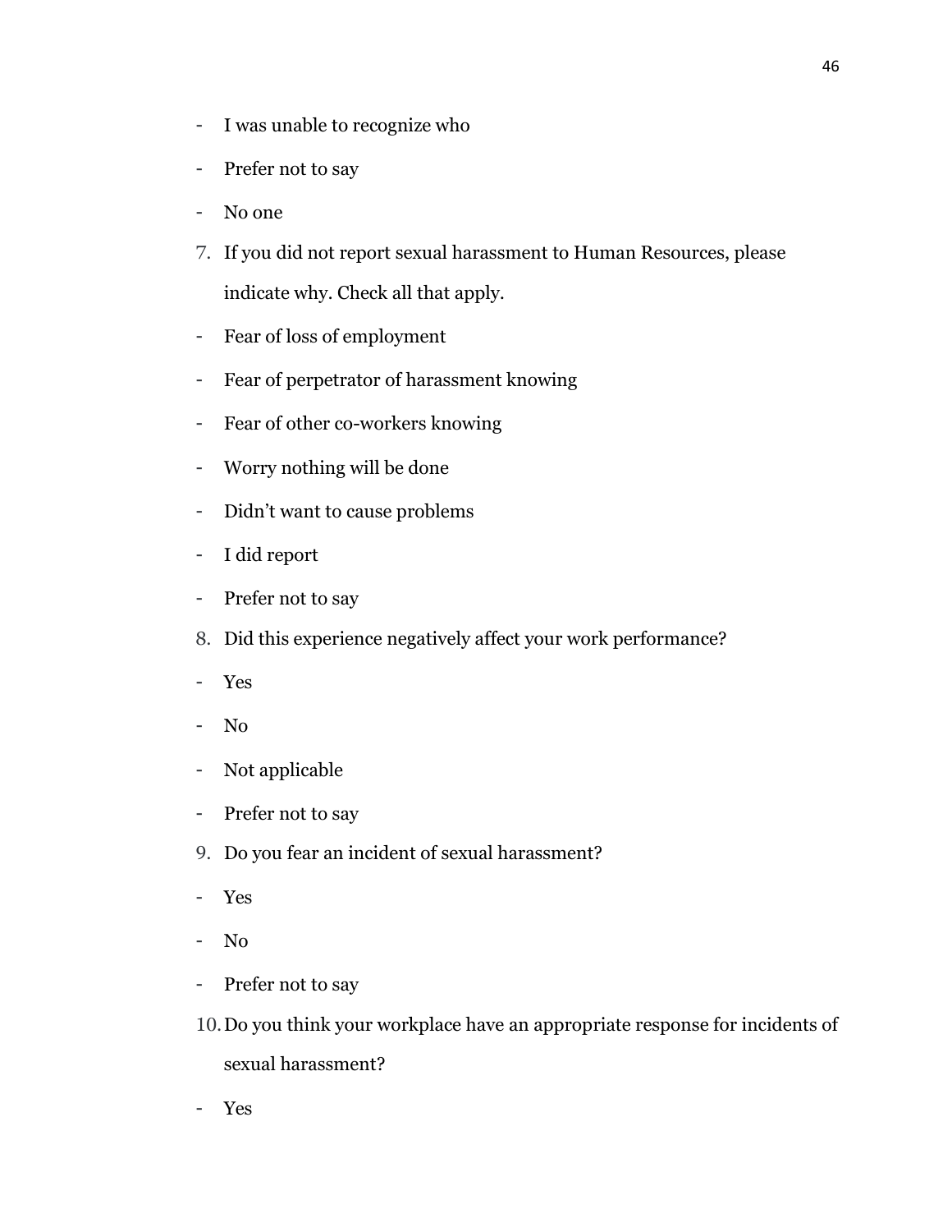- I was unable to recognize who
- Prefer not to say
- No one

7. If you did not report sexual harassment to Human Resources, please indicate why. Check all that apply.

- Fear of loss of employment
- Fear of perpetrator of harassment knowing
- Fear of other co-workers knowing
- Worry nothing will be done
- Didn't want to cause problems
- I did report
- Prefer not to say

8. Did this experience negatively affect your work performance?

- Yes
- No
- Not applicable
- Prefer not to say

9. Do you fear an incident of sexual harassment?

- Yes
- No
- Prefer not to say

10. Do you think your workplace have an appropriate response for incidents of sexual harassment?

- Yes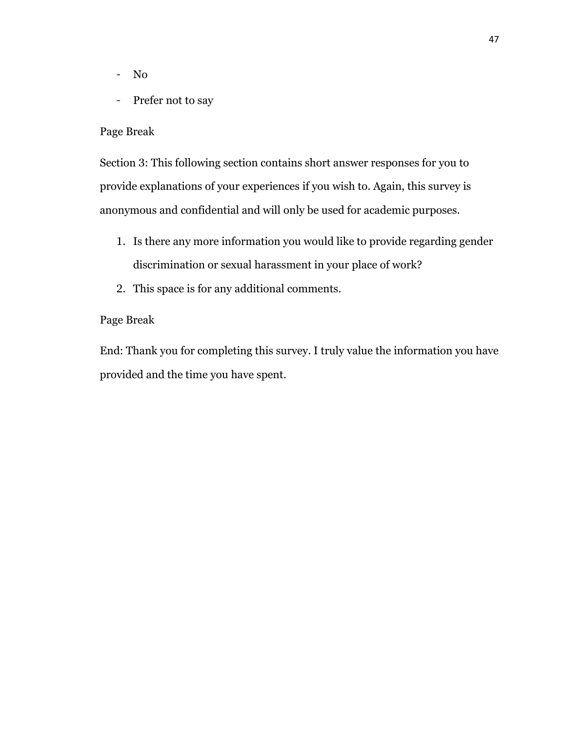- No
- Prefer not to say

Page Break

Section 3: This following section contains short answer responses for you to provide explanations of your experiences if you wish to. Again, this survey is anonymous and confidential and will only be used for academic purposes.

1. Is there any more information you would like to provide regarding gender discrimination or sexual harassment in your place of work?
2. This space is for any additional comments.

Page Break

End: Thank you for completing this survey. I truly value the information you have provided and the time you have spent.